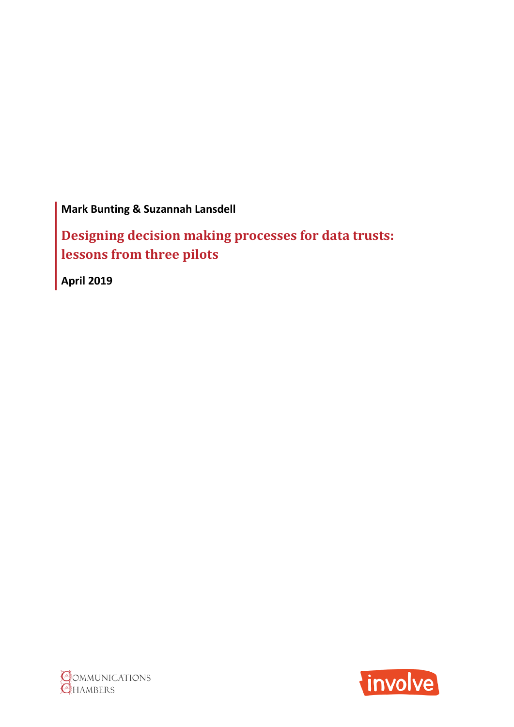**Mark Bunting & Suzannah Lansdell**

# Designing decision making processes for data trusts: lessons from three pilots

**April 2019**

COMMUNICATIONS CHAMBERS

involve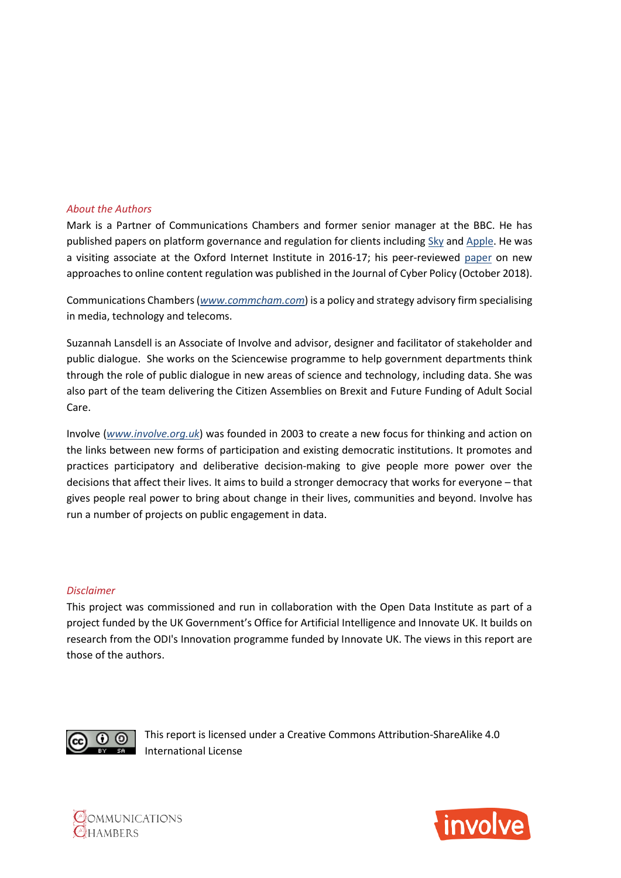*About the Authors*

Mark is a Partner of Communications Chambers and former senior manager at the BBC. He has published papers on platform governance and regulation for clients including Sky and Apple. He was a visiting associate at the Oxford Internet Institute in 2016-17; his peer-reviewed paper on new approaches to online content regulation was published in the Journal of Cyber Policy (October 2018).

Communications Chambers (*www.commcham.com*) is a policy and strategy advisory firm specialising in media, technology and telecoms.

Suzannah Lansdell is an Associate of Involve and advisor, designer and facilitator of stakeholder and public dialogue. She works on the Sciencewise programme to help government departments think through the role of public dialogue in new areas of science and technology, including data. She was also part of the team delivering the Citizen Assemblies on Brexit and Future Funding of Adult Social Care.

Involve (*www.involve.org.uk*) was founded in 2003 to create a new focus for thinking and action on the links between new forms of participation and existing democratic institutions. It promotes and practices participatory and deliberative decision-making to give people more power over the decisions that affect their lives. It aims to build a stronger democracy that works for everyone – that gives people real power to bring about change in their lives, communities and beyond. Involve has run a number of projects on public engagement in data.

*Disclaimer*

This project was commissioned and run in collaboration with the Open Data Institute as part of a project funded by the UK Government's Office for Artificial Intelligence and Innovate UK. It builds on research from the ODI's Innovation programme funded by Innovate UK. The views in this report are those of the authors.

This report is licensed under a Creative Commons Attribution-ShareAlike 4.0 International License

COMMUNICATIONS CHAMBERS

involve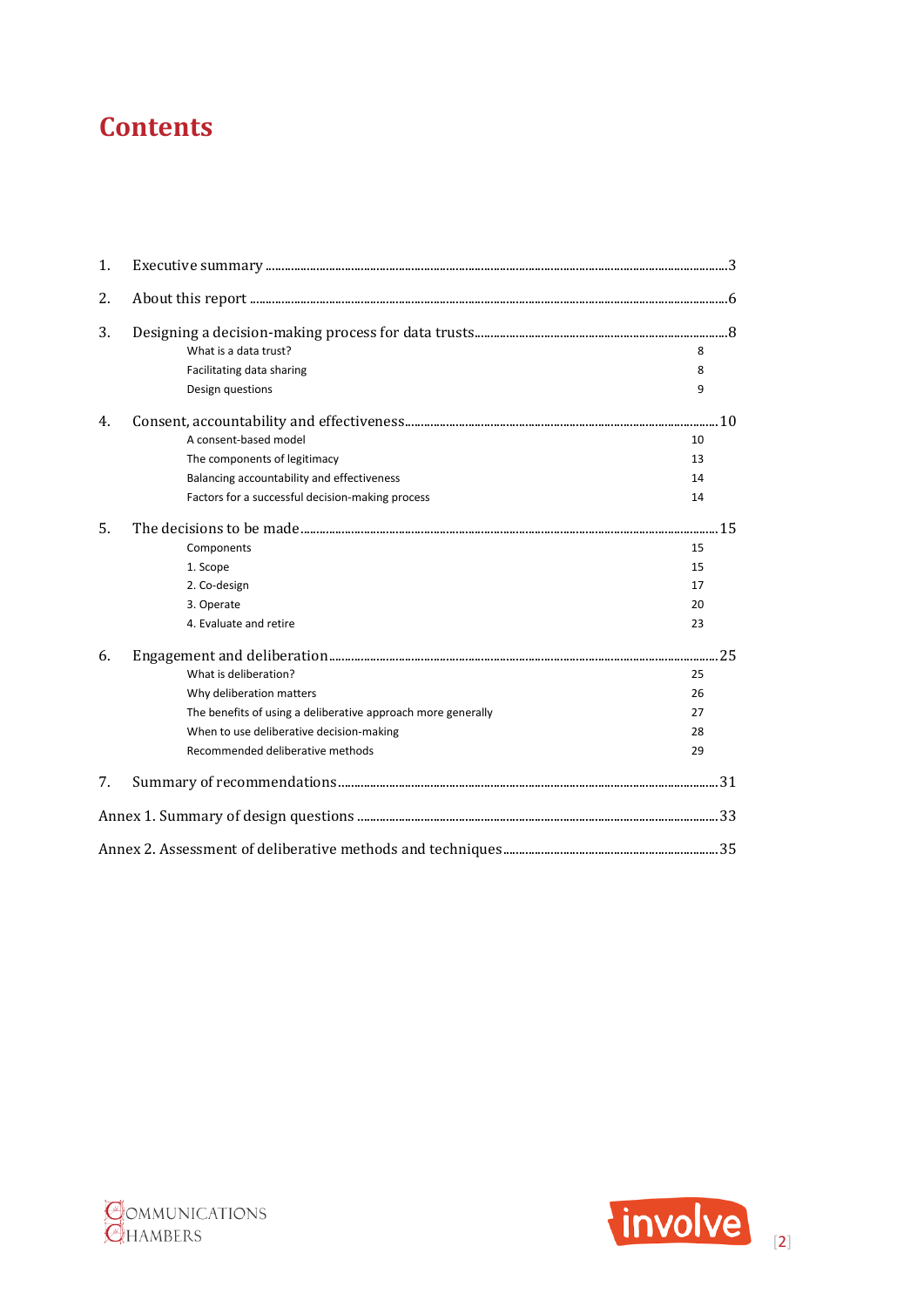# Contents

1. Executive summary ....................................................................................................................................3
2. About this report ......................................................................................................................................6
3. Designing a decision-making process for data trusts ..........................................................................8
   - What is a data trust? 8
   - Facilitating data sharing 8
   - Design questions 9
4. Consent, accountability and effectiveness .........................................................................................10
   - A consent-based model 10
   - The components of legitimacy 13
   - Balancing accountability and effectiveness 14
   - Factors for a successful decision-making process 14
5. The decisions to be made ......................................................................................................................15
   - Components 15
   - 1. Scope 15
   - 2. Co-design 17
   - 3. Operate 20
   - 4. Evaluate and retire 23
6. Engagement and deliberation ...............................................................................................................25
   - What is deliberation? 25
   - Why deliberation matters 26
   - The benefits of using a deliberative approach more generally 27
   - When to use deliberative decision-making 28
   - Recommended deliberative methods 29
7. Summary of recommendations ..............................................................................................................31

Annex 1. Summary of design questions ....................................................................................................33

Annex 2. Assessment of deliberative methods and techniques ..............................................................35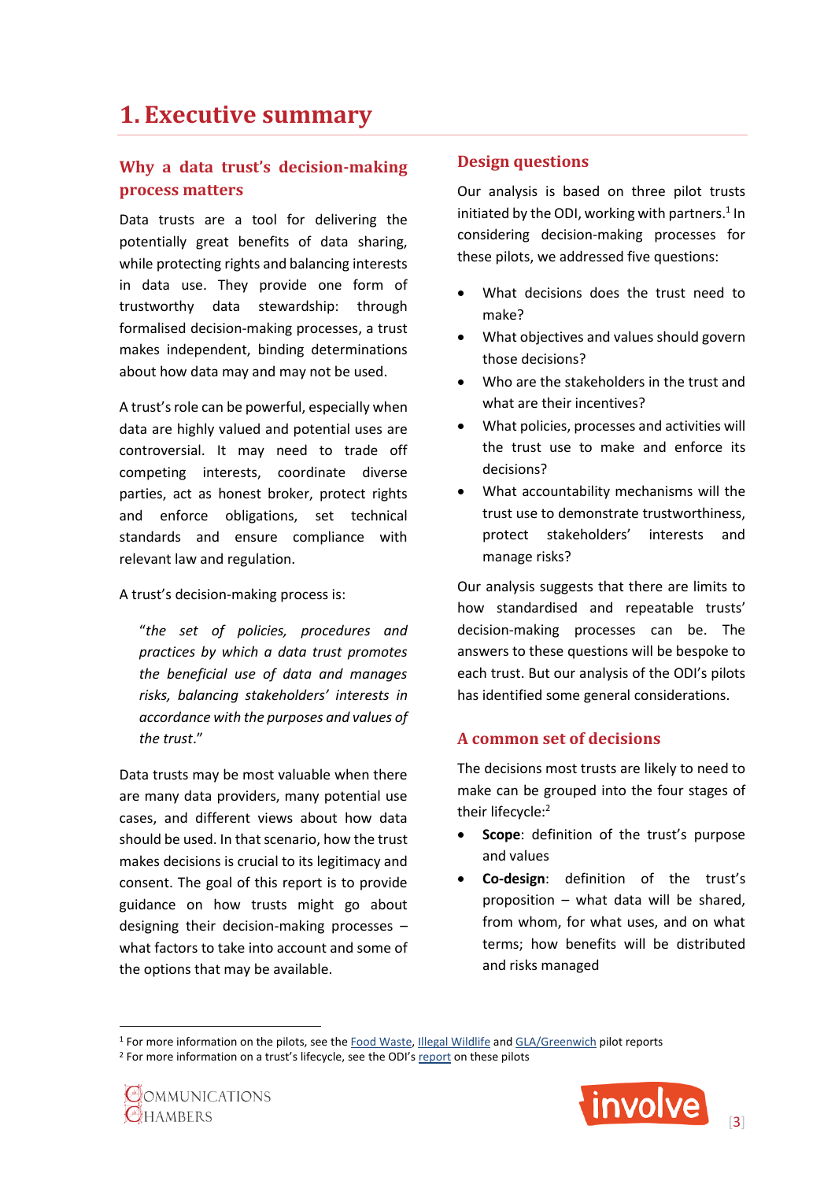# 1. Executive summary

## Why a data trust's decision-making process matters

Data trusts are a tool for delivering the potentially great benefits of data sharing, while protecting rights and balancing interests in data use. They provide one form of trustworthy data stewardship: through formalised decision-making processes, a trust makes independent, binding determinations about how data may and may not be used.

A trust's role can be powerful, especially when data are highly valued and potential uses are controversial. It may need to trade off competing interests, coordinate diverse parties, act as honest broker, protect rights and enforce obligations, set technical standards and ensure compliance with relevant law and regulation.

A trust's decision-making process is:

> "*the set of policies, procedures and practices by which a data trust promotes the beneficial use of data and manages risks, balancing stakeholders' interests in accordance with the purposes and values of the trust*."

Data trusts may be most valuable when there are many data providers, many potential use cases, and different views about how data should be used. In that scenario, how the trust makes decisions is crucial to its legitimacy and consent. The goal of this report is to provide guidance on how trusts might go about designing their decision-making processes – what factors to take into account and some of the options that may be available.

## Design questions

Our analysis is based on three pilot trusts initiated by the ODI, working with partners.[1] In considering decision-making processes for these pilots, we addressed five questions:

- What decisions does the trust need to make?
- What objectives and values should govern those decisions?
- Who are the stakeholders in the trust and what are their incentives?
- What policies, processes and activities will the trust use to make and enforce its decisions?
- What accountability mechanisms will the trust use to demonstrate trustworthiness, protect stakeholders' interests and manage risks?

Our analysis suggests that there are limits to how standardised and repeatable trusts' decision-making processes can be. The answers to these questions will be bespoke to each trust. But our analysis of the ODI's pilots has identified some general considerations.

## A common set of decisions

The decisions most trusts are likely to need to make can be grouped into the four stages of their lifecycle:[2]

- **Scope**: definition of the trust's purpose and values
- **Co-design**: definition of the trust's proposition – what data will be shared, from whom, for what uses, and on what terms; how benefits will be distributed and risks managed

---

[1] For more information on the pilots, see the Food Waste, Illegal Wildlife and GLA/Greenwich pilot reports

[2] For more information on a trust's lifecycle, see the ODI's report on these pilots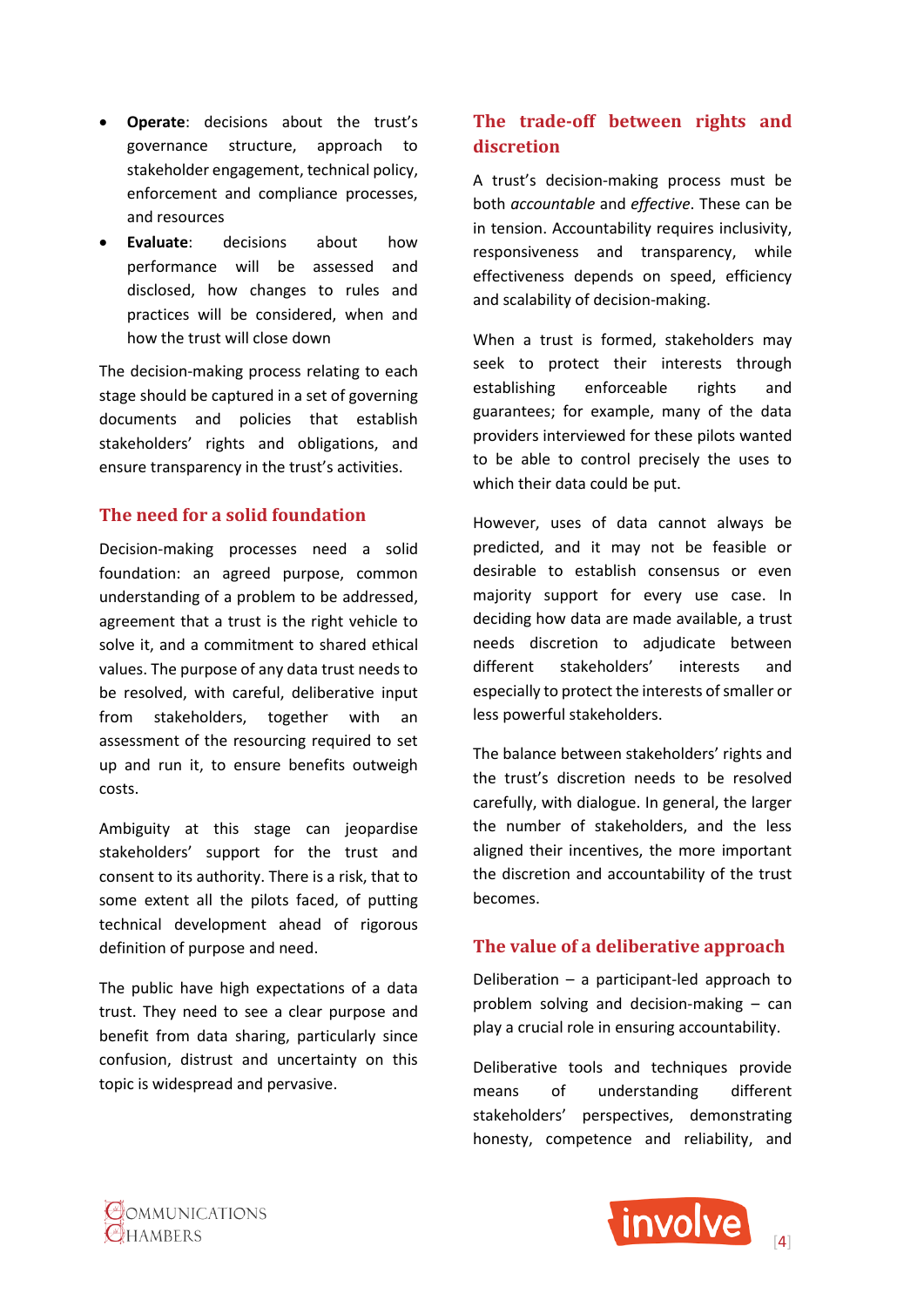- **Operate**: decisions about the trust's governance structure, approach to stakeholder engagement, technical policy, enforcement and compliance processes, and resources
- **Evaluate**: decisions about how performance will be assessed and disclosed, how changes to rules and practices will be considered, when and how the trust will close down

The decision-making process relating to each stage should be captured in a set of governing documents and policies that establish stakeholders' rights and obligations, and ensure transparency in the trust's activities.

## The need for a solid foundation

Decision-making processes need a solid foundation: an agreed purpose, common understanding of a problem to be addressed, agreement that a trust is the right vehicle to solve it, and a commitment to shared ethical values. The purpose of any data trust needs to be resolved, with careful, deliberative input from stakeholders, together with an assessment of the resourcing required to set up and run it, to ensure benefits outweigh costs.

Ambiguity at this stage can jeopardise stakeholders' support for the trust and consent to its authority. There is a risk, that to some extent all the pilots faced, of putting technical development ahead of rigorous definition of purpose and need.

The public have high expectations of a data trust. They need to see a clear purpose and benefit from data sharing, particularly since confusion, distrust and uncertainty on this topic is widespread and pervasive.

## The trade-off between rights and discretion

A trust's decision-making process must be both *accountable* and *effective*. These can be in tension. Accountability requires inclusivity, responsiveness and transparency, while effectiveness depends on speed, efficiency and scalability of decision-making.

When a trust is formed, stakeholders may seek to protect their interests through establishing enforceable rights and guarantees; for example, many of the data providers interviewed for these pilots wanted to be able to control precisely the uses to which their data could be put.

However, uses of data cannot always be predicted, and it may not be feasible or desirable to establish consensus or even majority support for every use case. In deciding how data are made available, a trust needs discretion to adjudicate between different stakeholders' interests and especially to protect the interests of smaller or less powerful stakeholders.

The balance between stakeholders' rights and the trust's discretion needs to be resolved carefully, with dialogue. In general, the larger the number of stakeholders, and the less aligned their incentives, the more important the discretion and accountability of the trust becomes.

## The value of a deliberative approach

Deliberation – a participant-led approach to problem solving and decision-making – can play a crucial role in ensuring accountability.

Deliberative tools and techniques provide means of understanding different stakeholders' perspectives, demonstrating honesty, competence and reliability, and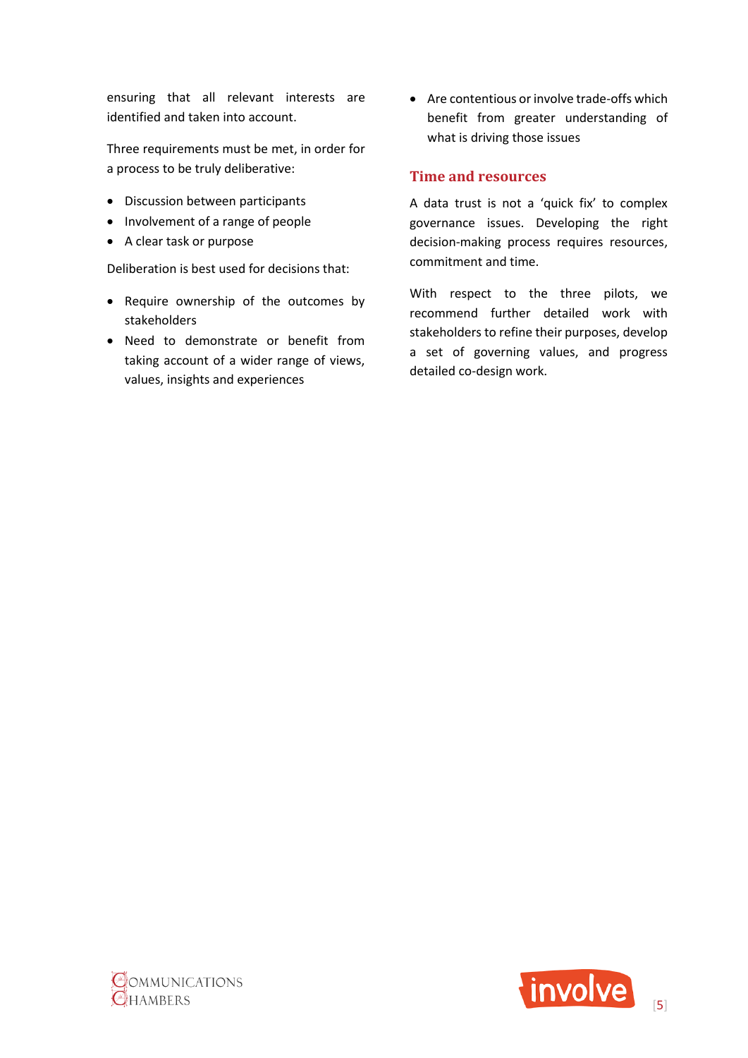ensuring that all relevant interests are identified and taken into account.

Three requirements must be met, in order for a process to be truly deliberative:

- Discussion between participants
- Involvement of a range of people
- A clear task or purpose

Deliberation is best used for decisions that:

- Require ownership of the outcomes by stakeholders
- Need to demonstrate or benefit from taking account of a wider range of views, values, insights and experiences
- Are contentious or involve trade-offs which benefit from greater understanding of what is driving those issues

## Time and resources

A data trust is not a 'quick fix' to complex governance issues. Developing the right decision-making process requires resources, commitment and time.

With respect to the three pilots, we recommend further detailed work with stakeholders to refine their purposes, develop a set of governing values, and progress detailed co-design work.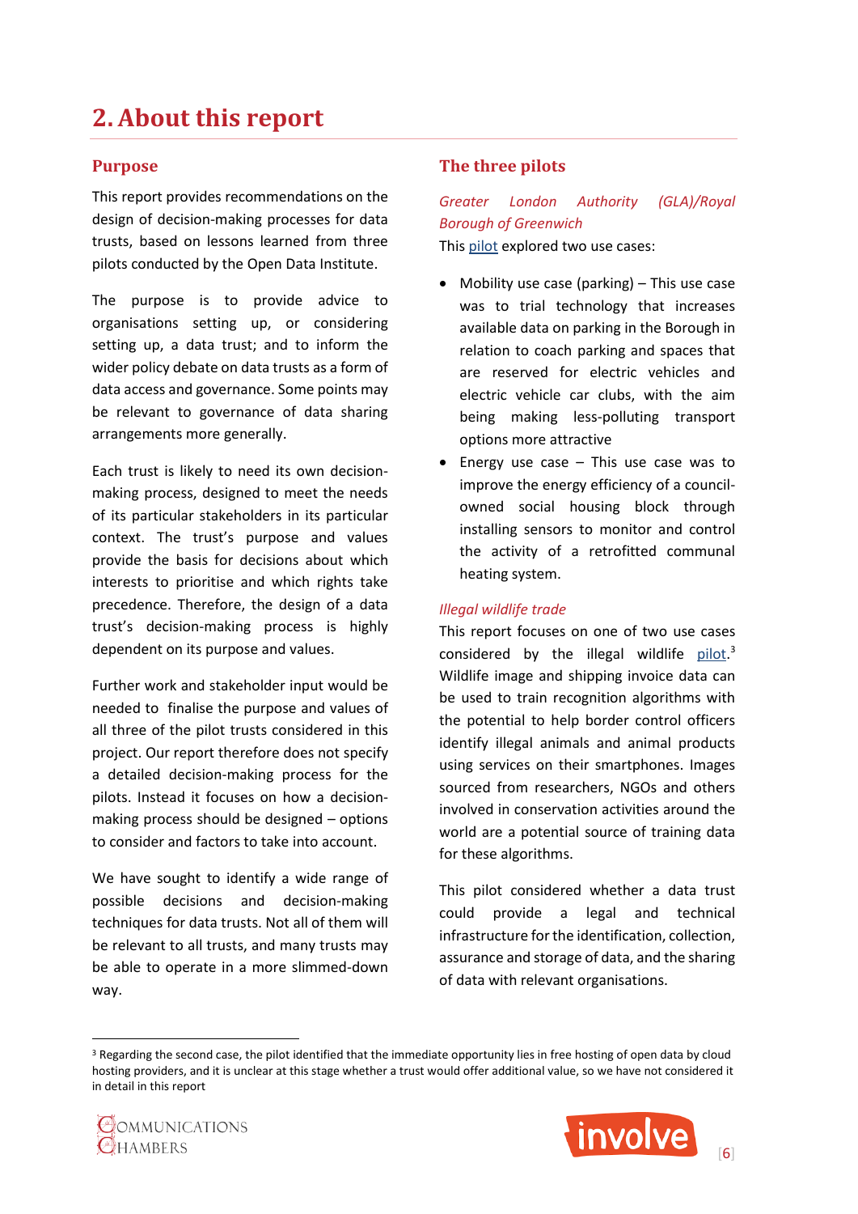# 2. About this report

## Purpose

This report provides recommendations on the design of decision-making processes for data trusts, based on lessons learned from three pilots conducted by the Open Data Institute.

The purpose is to provide advice to organisations setting up, or considering setting up, a data trust; and to inform the wider policy debate on data trusts as a form of data access and governance. Some points may be relevant to governance of data sharing arrangements more generally.

Each trust is likely to need its own decision-making process, designed to meet the needs of its particular stakeholders in its particular context. The trust's purpose and values provide the basis for decisions about which interests to prioritise and which rights take precedence. Therefore, the design of a data trust's decision-making process is highly dependent on its purpose and values.

Further work and stakeholder input would be needed to finalise the purpose and values of all three of the pilot trusts considered in this project. Our report therefore does not specify a detailed decision-making process for the pilots. Instead it focuses on how a decision-making process should be designed – options to consider and factors to take into account.

We have sought to identify a wide range of possible decisions and decision-making techniques for data trusts. Not all of them will be relevant to all trusts, and many trusts may be able to operate in a more slimmed-down way.

## The three pilots

*Greater London Authority (GLA)/Royal Borough of Greenwich*

This pilot explored two use cases:

- Mobility use case (parking) – This use case was to trial technology that increases available data on parking in the Borough in relation to coach parking and spaces that are reserved for electric vehicles and electric vehicle car clubs, with the aim being making less-polluting transport options more attractive
- Energy use case – This use case was to improve the energy efficiency of a council-owned social housing block through installing sensors to monitor and control the activity of a retrofitted communal heating system.

*Illegal wildlife trade*

This report focuses on one of two use cases considered by the illegal wildlife pilot.[3] Wildlife image and shipping invoice data can be used to train recognition algorithms with the potential to help border control officers identify illegal animals and animal products using services on their smartphones. Images sourced from researchers, NGOs and others involved in conservation activities around the world are a potential source of training data for these algorithms.

This pilot considered whether a data trust could provide a legal and technical infrastructure for the identification, collection, assurance and storage of data, and the sharing of data with relevant organisations.

[3] Regarding the second case, the pilot identified that the immediate opportunity lies in free hosting of open data by cloud hosting providers, and it is unclear at this stage whether a trust would offer additional value, so we have not considered it in detail in this report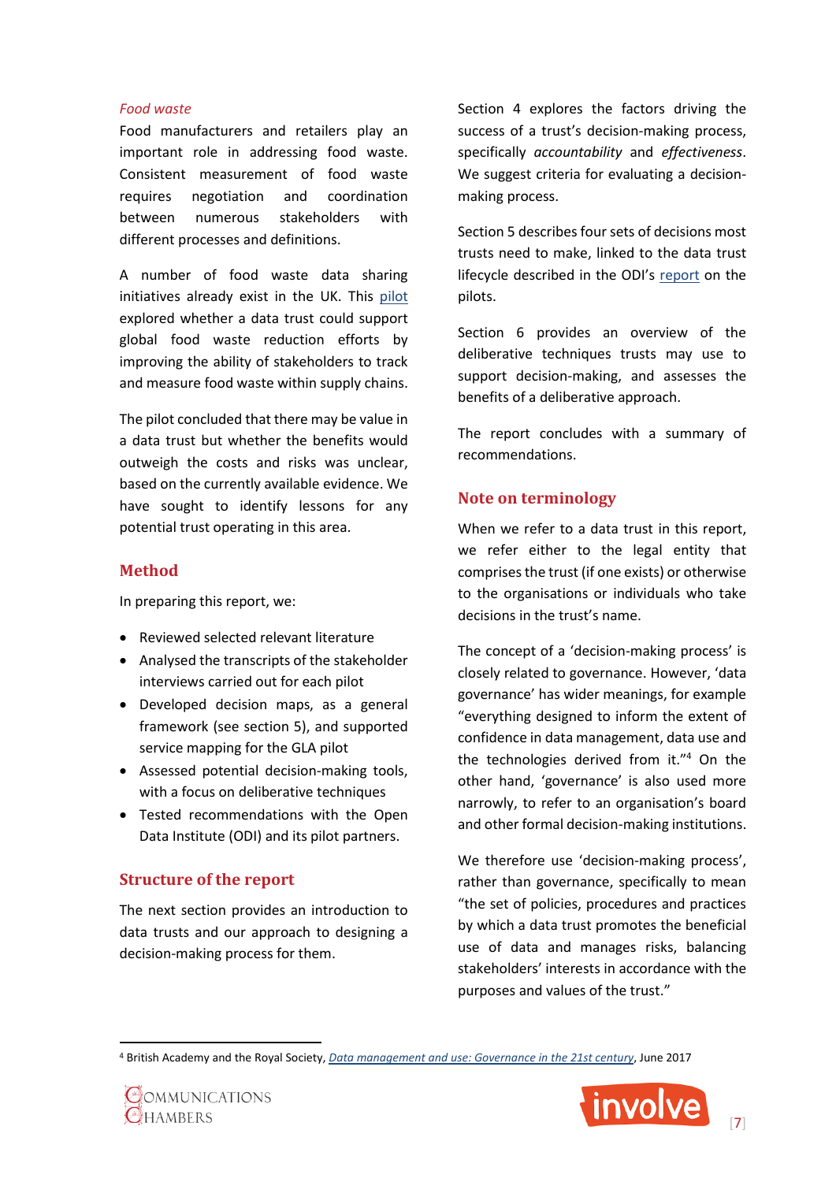*Food waste*

Food manufacturers and retailers play an important role in addressing food waste. Consistent measurement of food waste requires negotiation and coordination between numerous stakeholders with different processes and definitions.

A number of food waste data sharing initiatives already exist in the UK. This pilot explored whether a data trust could support global food waste reduction efforts by improving the ability of stakeholders to track and measure food waste within supply chains.

The pilot concluded that there may be value in a data trust but whether the benefits would outweigh the costs and risks was unclear, based on the currently available evidence. We have sought to identify lessons for any potential trust operating in this area.

## Method

In preparing this report, we:

- Reviewed selected relevant literature
- Analysed the transcripts of the stakeholder interviews carried out for each pilot
- Developed decision maps, as a general framework (see section 5), and supported service mapping for the GLA pilot
- Assessed potential decision-making tools, with a focus on deliberative techniques
- Tested recommendations with the Open Data Institute (ODI) and its pilot partners.

## Structure of the report

The next section provides an introduction to data trusts and our approach to designing a decision-making process for them.

Section 4 explores the factors driving the success of a trust's decision-making process, specifically *accountability* and *effectiveness*. We suggest criteria for evaluating a decision-making process.

Section 5 describes four sets of decisions most trusts need to make, linked to the data trust lifecycle described in the ODI's report on the pilots.

Section 6 provides an overview of the deliberative techniques trusts may use to support decision-making, and assesses the benefits of a deliberative approach.

The report concludes with a summary of recommendations.

## Note on terminology

When we refer to a data trust in this report, we refer either to the legal entity that comprises the trust (if one exists) or otherwise to the organisations or individuals who take decisions in the trust's name.

The concept of a 'decision-making process' is closely related to governance. However, 'data governance' has wider meanings, for example "everything designed to inform the extent of confidence in data management, data use and the technologies derived from it."[4] On the other hand, 'governance' is also used more narrowly, to refer to an organisation's board and other formal decision-making institutions.

We therefore use 'decision-making process', rather than governance, specifically to mean "the set of policies, procedures and practices by which a data trust promotes the beneficial use of data and manages risks, balancing stakeholders' interests in accordance with the purposes and values of the trust."

[4] British Academy and the Royal Society, *Data management and use: Governance in the 21st century*, June 2017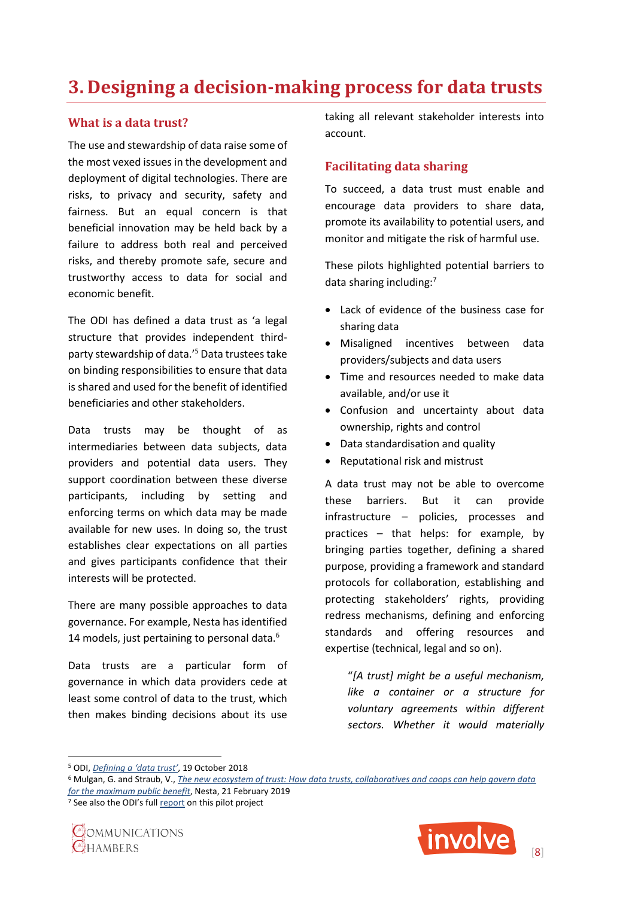# 3. Designing a decision-making process for data trusts

## What is a data trust?

The use and stewardship of data raise some of the most vexed issues in the development and deployment of digital technologies. There are risks, to privacy and security, safety and fairness. But an equal concern is that beneficial innovation may be held back by a failure to address both real and perceived risks, and thereby promote safe, secure and trustworthy access to data for social and economic benefit.

The ODI has defined a data trust as 'a legal structure that provides independent third-party stewardship of data.'[5] Data trustees take on binding responsibilities to ensure that data is shared and used for the benefit of identified beneficiaries and other stakeholders.

Data trusts may be thought of as intermediaries between data subjects, data providers and potential data users. They support coordination between these diverse participants, including by setting and enforcing terms on which data may be made available for new uses. In doing so, the trust establishes clear expectations on all parties and gives participants confidence that their interests will be protected.

There are many possible approaches to data governance. For example, Nesta has identified 14 models, just pertaining to personal data.[6]

Data trusts are a particular form of governance in which data providers cede at least some control of data to the trust, which then makes binding decisions about its use taking all relevant stakeholder interests into account.

## Facilitating data sharing

To succeed, a data trust must enable and encourage data providers to share data, promote its availability to potential users, and monitor and mitigate the risk of harmful use.

These pilots highlighted potential barriers to data sharing including:[7]

- Lack of evidence of the business case for sharing data
- Misaligned incentives between data providers/subjects and data users
- Time and resources needed to make data available, and/or use it
- Confusion and uncertainty about data ownership, rights and control
- Data standardisation and quality
- Reputational risk and mistrust

A data trust may not be able to overcome these barriers. But it can provide infrastructure – policies, processes and practices – that helps: for example, by bringing parties together, defining a shared purpose, providing a framework and standard protocols for collaboration, establishing and protecting stakeholders' rights, providing redress mechanisms, defining and enforcing standards and offering resources and expertise (technical, legal and so on).

> *"[A trust] might be a useful mechanism, like a container or a structure for voluntary agreements within different sectors. Whether it would materially*

---

[5] ODI, *Defining a 'data trust'*, 19 October 2018

[6] Mulgan, G. and Straub, V., *The new ecosystem of trust: How data trusts, collaboratives and coops can help govern data for the maximum public benefit*, Nesta, 21 February 2019

[7] See also the ODI's full report on this pilot project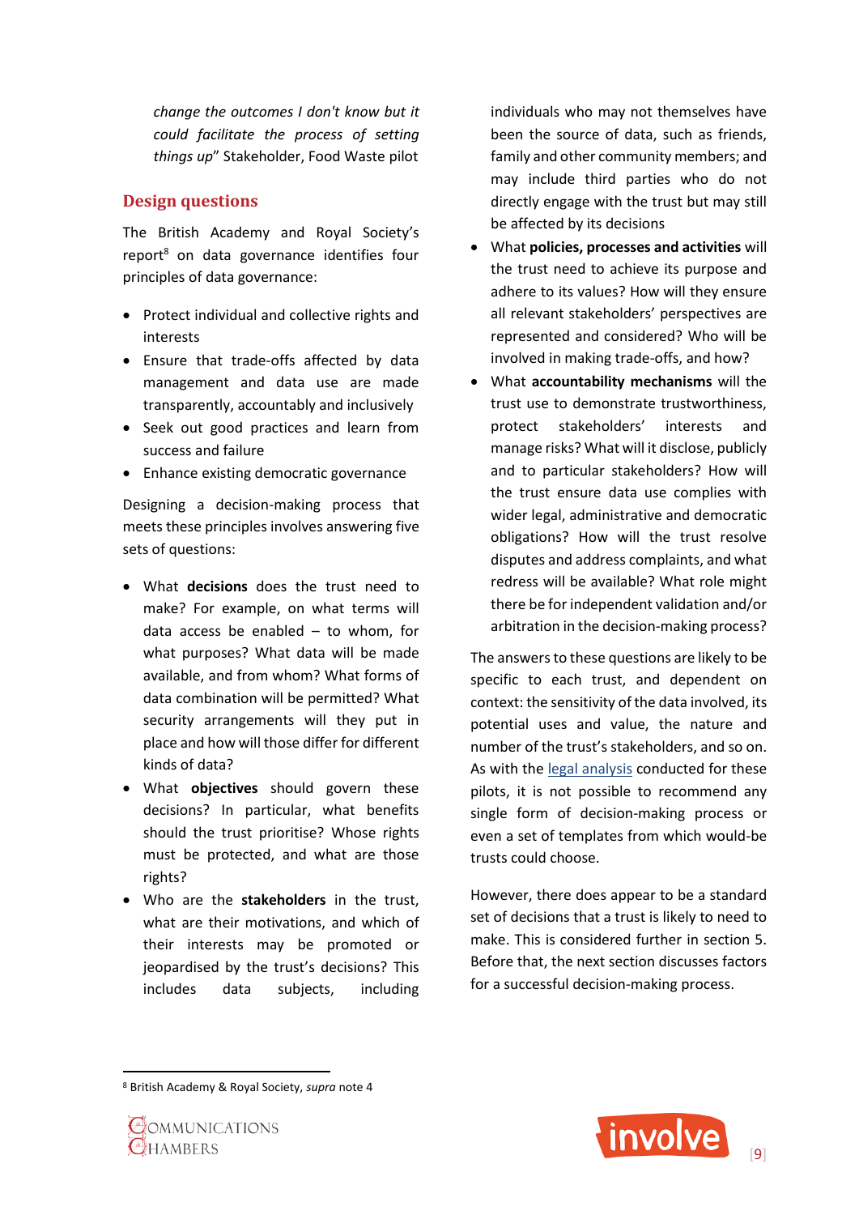*change the outcomes I don't know but it could facilitate the process of setting things up*" Stakeholder, Food Waste pilot

## Design questions

The British Academy and Royal Society's report[8] on data governance identifies four principles of data governance:

- Protect individual and collective rights and interests
- Ensure that trade-offs affected by data management and data use are made transparently, accountably and inclusively
- Seek out good practices and learn from success and failure
- Enhance existing democratic governance

Designing a decision-making process that meets these principles involves answering five sets of questions:

- What **decisions** does the trust need to make? For example, on what terms will data access be enabled – to whom, for what purposes? What data will be made available, and from whom? What forms of data combination will be permitted? What security arrangements will they put in place and how will those differ for different kinds of data?
- What **objectives** should govern these decisions? In particular, what benefits should the trust prioritise? Whose rights must be protected, and what are those rights?
- Who are the **stakeholders** in the trust, what are their motivations, and which of their interests may be promoted or jeopardised by the trust's decisions? This includes data subjects, including individuals who may not themselves have been the source of data, such as friends, family and other community members; and may include third parties who do not directly engage with the trust but may still be affected by its decisions
- What **policies, processes and activities** will the trust need to achieve its purpose and adhere to its values? How will they ensure all relevant stakeholders' perspectives are represented and considered? Who will be involved in making trade-offs, and how?
- What **accountability mechanisms** will the trust use to demonstrate trustworthiness, protect stakeholders' interests and manage risks? What will it disclose, publicly and to particular stakeholders? How will the trust ensure data use complies with wider legal, administrative and democratic obligations? How will the trust resolve disputes and address complaints, and what redress will be available? What role might there be for independent validation and/or arbitration in the decision-making process?

The answers to these questions are likely to be specific to each trust, and dependent on context: the sensitivity of the data involved, its potential uses and value, the nature and number of the trust's stakeholders, and so on. As with the legal analysis conducted for these pilots, it is not possible to recommend any single form of decision-making process or even a set of templates from which would-be trusts could choose.

However, there does appear to be a standard set of decisions that a trust is likely to need to make. This is considered further in section 5. Before that, the next section discusses factors for a successful decision-making process.

[8] British Academy & Royal Society, *supra* note 4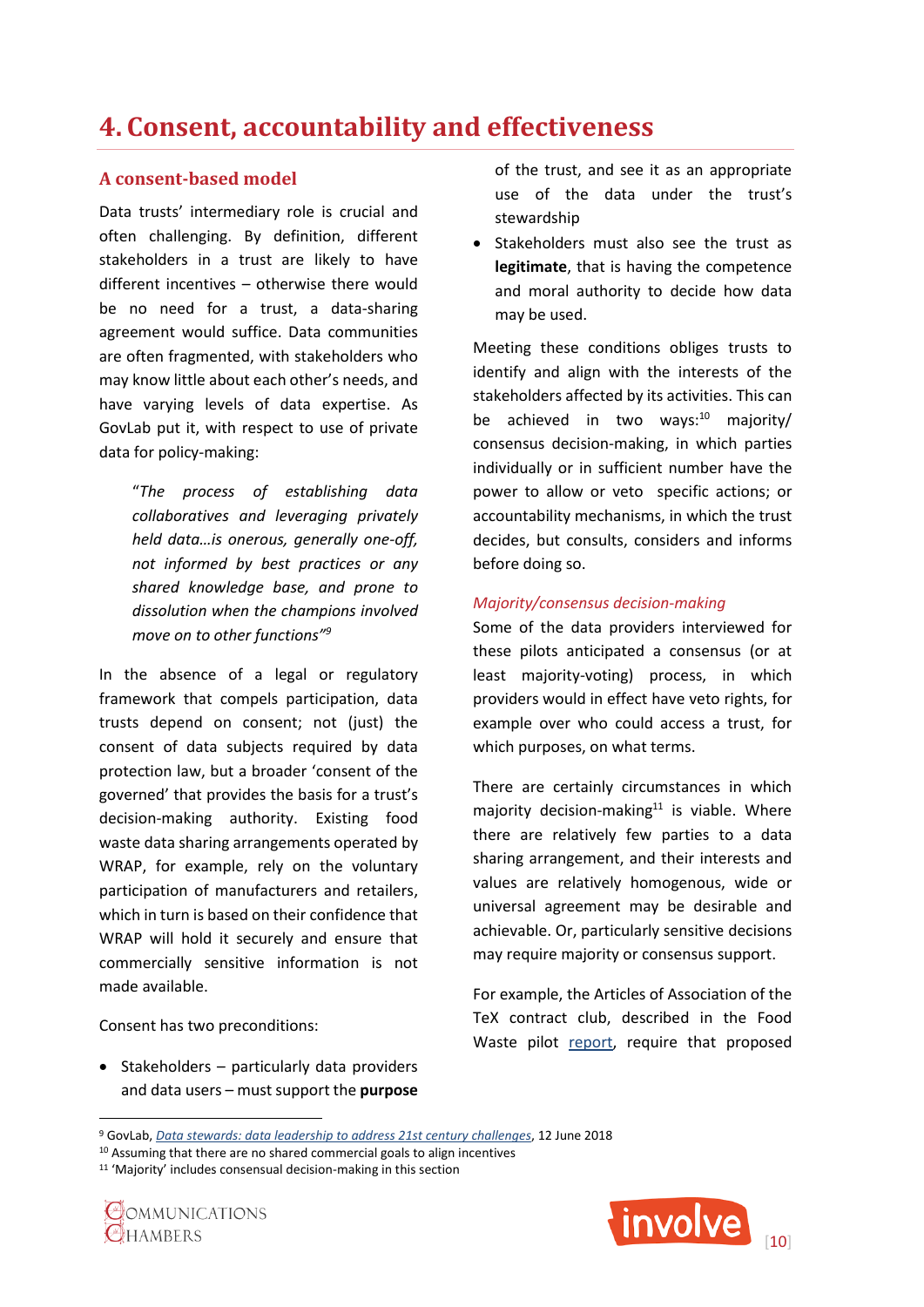# 4. Consent, accountability and effectiveness

## A consent-based model

Data trusts' intermediary role is crucial and often challenging. By definition, different stakeholders in a trust are likely to have different incentives – otherwise there would be no need for a trust, a data-sharing agreement would suffice. Data communities are often fragmented, with stakeholders who may know little about each other's needs, and have varying levels of data expertise. As GovLab put it, with respect to use of private data for policy-making:

> *"The process of establishing data collaboratives and leveraging privately held data…is onerous, generally one-off, not informed by best practices or any shared knowledge base, and prone to dissolution when the champions involved move on to other functions"*[9]

In the absence of a legal or regulatory framework that compels participation, data trusts depend on consent; not (just) the consent of data subjects required by data protection law, but a broader 'consent of the governed' that provides the basis for a trust's decision-making authority. Existing food waste data sharing arrangements operated by WRAP, for example, rely on the voluntary participation of manufacturers and retailers, which in turn is based on their confidence that WRAP will hold it securely and ensure that commercially sensitive information is not made available.

Consent has two preconditions:

- Stakeholders – particularly data providers and data users – must support the **purpose** of the trust, and see it as an appropriate use of the data under the trust's stewardship
- Stakeholders must also see the trust as **legitimate**, that is having the competence and moral authority to decide how data may be used.

Meeting these conditions obliges trusts to identify and align with the interests of the stakeholders affected by its activities. This can be achieved in two ways:[10] majority/consensus decision-making, in which parties individually or in sufficient number have the power to allow or veto specific actions; or accountability mechanisms, in which the trust decides, but consults, considers and informs before doing so.

### *Majority/consensus decision-making*

Some of the data providers interviewed for these pilots anticipated a consensus (or at least majority-voting) process, in which providers would in effect have veto rights, for example over who could access a trust, for which purposes, on what terms.

There are certainly circumstances in which majority decision-making[11] is viable. Where there are relatively few parties to a data sharing arrangement, and their interests and values are relatively homogenous, wide or universal agreement may be desirable and achievable. Or, particularly sensitive decisions may require majority or consensus support.

For example, the Articles of Association of the TeX contract club, described in the Food Waste pilot report, require that proposed

---

[9] GovLab, *Data stewards: data leadership to address 21st century challenges*, 12 June 2018

[10] Assuming that there are no shared commercial goals to align incentives

[11] 'Majority' includes consensual decision-making in this section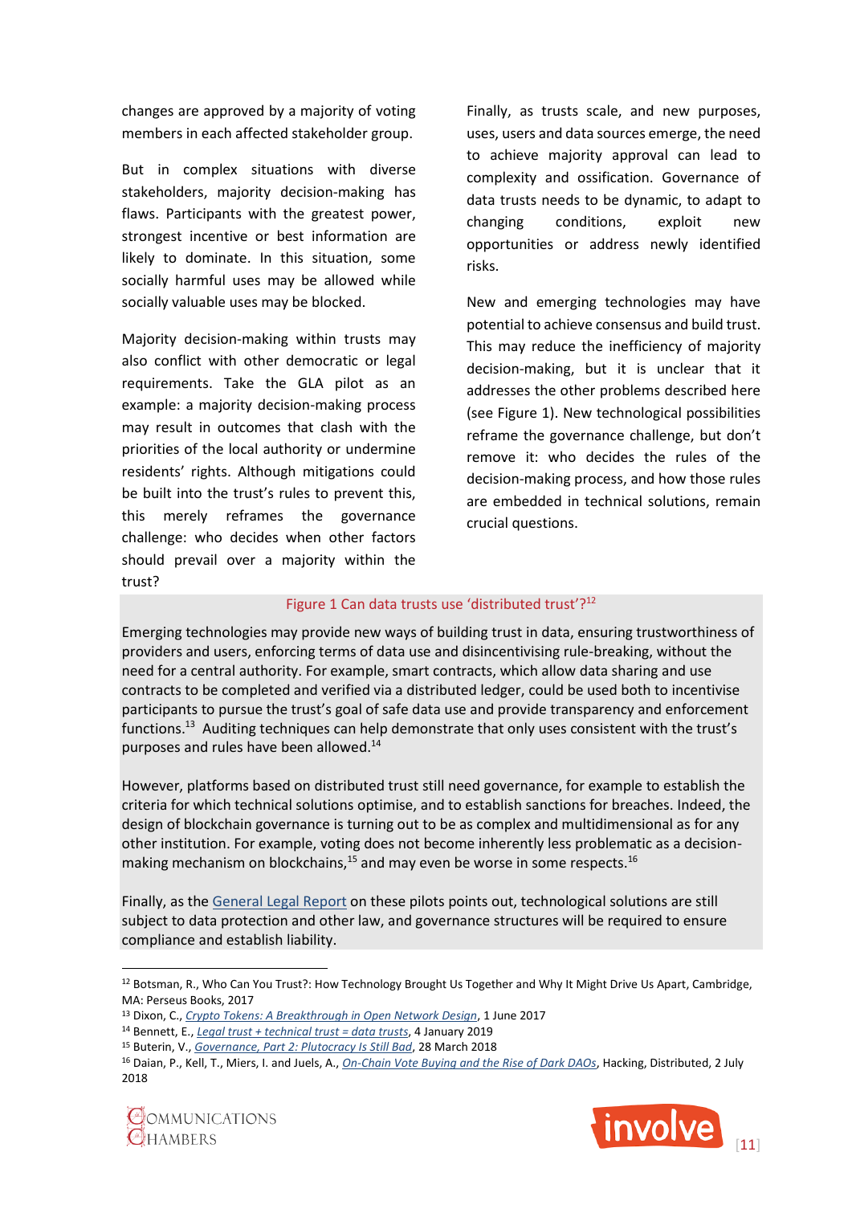changes are approved by a majority of voting members in each affected stakeholder group.

But in complex situations with diverse stakeholders, majority decision-making has flaws. Participants with the greatest power, strongest incentive or best information are likely to dominate. In this situation, some socially harmful uses may be allowed while socially valuable uses may be blocked.

Majority decision-making within trusts may also conflict with other democratic or legal requirements. Take the GLA pilot as an example: a majority decision-making process may result in outcomes that clash with the priorities of the local authority or undermine residents' rights. Although mitigations could be built into the trust's rules to prevent this, this merely reframes the governance challenge: who decides when other factors should prevail over a majority within the trust?

Finally, as trusts scale, and new purposes, uses, users and data sources emerge, the need to achieve majority approval can lead to complexity and ossification. Governance of data trusts needs to be dynamic, to adapt to changing conditions, exploit new opportunities or address newly identified risks.

New and emerging technologies may have potential to achieve consensus and build trust. This may reduce the inefficiency of majority decision-making, but it is unclear that it addresses the other problems described here (see Figure 1). New technological possibilities reframe the governance challenge, but don't remove it: who decides the rules of the decision-making process, and how those rules are embedded in technical solutions, remain crucial questions.

Figure 1 Can data trusts use 'distributed trust'?[12]

Emerging technologies may provide new ways of building trust in data, ensuring trustworthiness of providers and users, enforcing terms of data use and disincentivising rule-breaking, without the need for a central authority. For example, smart contracts, which allow data sharing and use contracts to be completed and verified via a distributed ledger, could be used both to incentivise participants to pursue the trust's goal of safe data use and provide transparency and enforcement functions.[13] Auditing techniques can help demonstrate that only uses consistent with the trust's purposes and rules have been allowed.[14]

However, platforms based on distributed trust still need governance, for example to establish the criteria for which technical solutions optimise, and to establish sanctions for breaches. Indeed, the design of blockchain governance is turning out to be as complex and multidimensional as for any other institution. For example, voting does not become inherently less problematic as a decision-making mechanism on blockchains,[15] and may even be worse in some respects.[16]

Finally, as the General Legal Report on these pilots points out, technological solutions are still subject to data protection and other law, and governance structures will be required to ensure compliance and establish liability.

---

[12] Botsman, R., Who Can You Trust?: How Technology Brought Us Together and Why It Might Drive Us Apart, Cambridge, MA: Perseus Books, 2017

[13] Dixon, C., *Crypto Tokens: A Breakthrough in Open Network Design*, 1 June 2017

[14] Bennett, E., *Legal trust + technical trust = data trusts*, 4 January 2019

[15] Buterin, V., *Governance, Part 2: Plutocracy Is Still Bad*, 28 March 2018

[16] Daian, P., Kell, T., Miers, I. and Juels, A., *On-Chain Vote Buying and the Rise of Dark DAOs*, Hacking, Distributed, 2 July 2018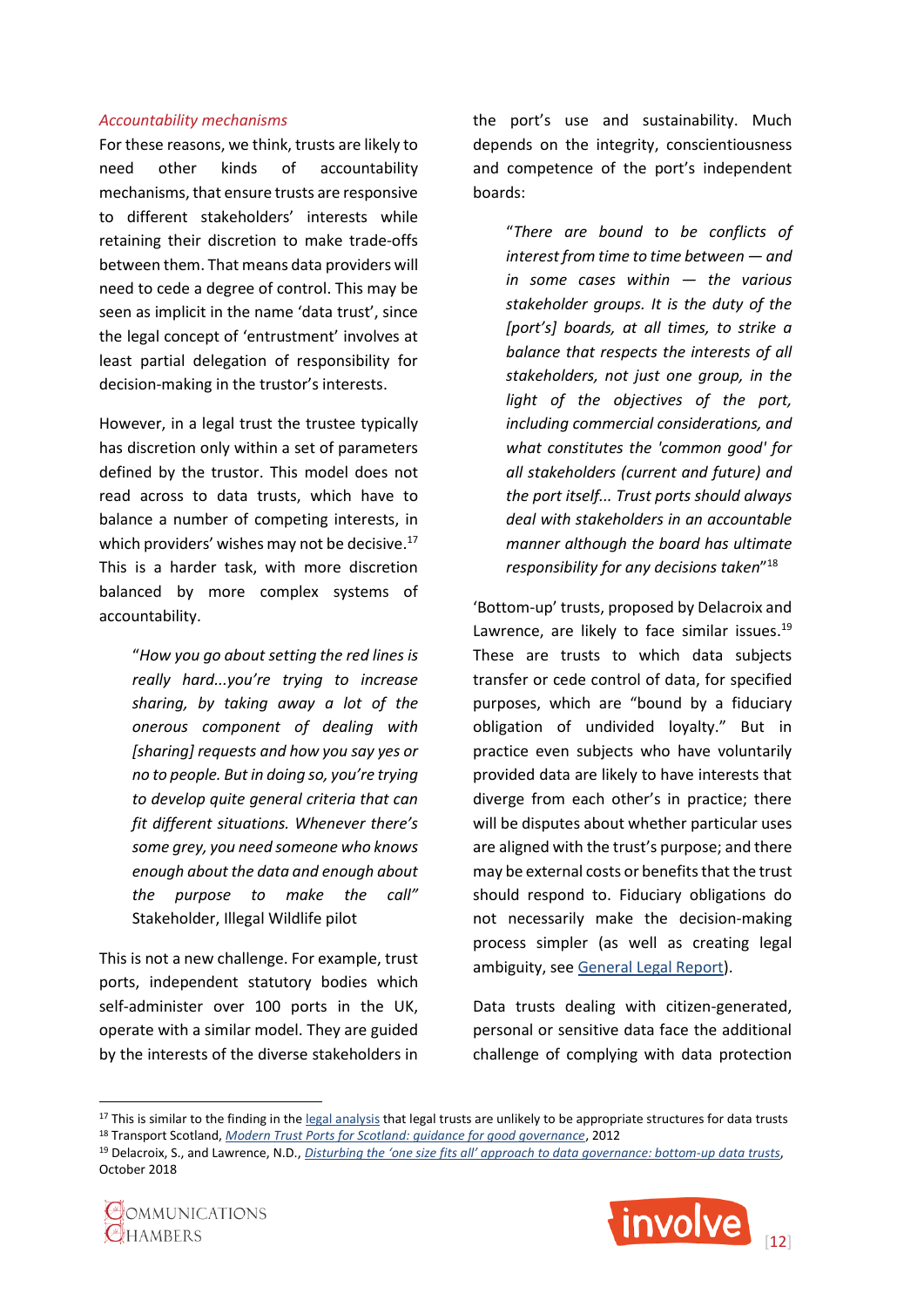*Accountability mechanisms*

For these reasons, we think, trusts are likely to need other kinds of accountability mechanisms, that ensure trusts are responsive to different stakeholders' interests while retaining their discretion to make trade-offs between them. That means data providers will need to cede a degree of control. This may be seen as implicit in the name 'data trust', since the legal concept of 'entrustment' involves at least partial delegation of responsibility for decision-making in the trustor's interests.

However, in a legal trust the trustee typically has discretion only within a set of parameters defined by the trustor. This model does not read across to data trusts, which have to balance a number of competing interests, in which providers' wishes may not be decisive.[17] This is a harder task, with more discretion balanced by more complex systems of accountability.

> "*How you go about setting the red lines is really hard...you're trying to increase sharing, by taking away a lot of the onerous component of dealing with [sharing] requests and how you say yes or no to people. But in doing so, you're trying to develop quite general criteria that can fit different situations. Whenever there's some grey, you need someone who knows enough about the data and enough about the purpose to make the call*"
> Stakeholder, Illegal Wildlife pilot

This is not a new challenge. For example, trust ports, independent statutory bodies which self-administer over 100 ports in the UK, operate with a similar model. They are guided by the interests of the diverse stakeholders in the port's use and sustainability. Much depends on the integrity, conscientiousness and competence of the port's independent boards:

> "*There are bound to be conflicts of interest from time to time between — and in some cases within — the various stakeholder groups. It is the duty of the [port's] boards, at all times, to strike a balance that respects the interests of all stakeholders, not just one group, in the light of the objectives of the port, including commercial considerations, and what constitutes the 'common good' for all stakeholders (current and future) and the port itself... Trust ports should always deal with stakeholders in an accountable manner although the board has ultimate responsibility for any decisions taken*"[18]

'Bottom-up' trusts, proposed by Delacroix and Lawrence, are likely to face similar issues.[19] These are trusts to which data subjects transfer or cede control of data, for specified purposes, which are "bound by a fiduciary obligation of undivided loyalty." But in practice even subjects who have voluntarily provided data are likely to have interests that diverge from each other's in practice; there will be disputes about whether particular uses are aligned with the trust's purpose; and there may be external costs or benefits that the trust should respond to. Fiduciary obligations do not necessarily make the decision-making process simpler (as well as creating legal ambiguity, see General Legal Report).

Data trusts dealing with citizen-generated, personal or sensitive data face the additional challenge of complying with data protection

---

[17] This is similar to the finding in the legal analysis that legal trusts are unlikely to be appropriate structures for data trusts

[18] Transport Scotland, *Modern Trust Ports for Scotland: guidance for good governance*, 2012

[19] Delacroix, S., and Lawrence, N.D., *Disturbing the 'one size fits all' approach to data governance: bottom-up data trusts*, October 2018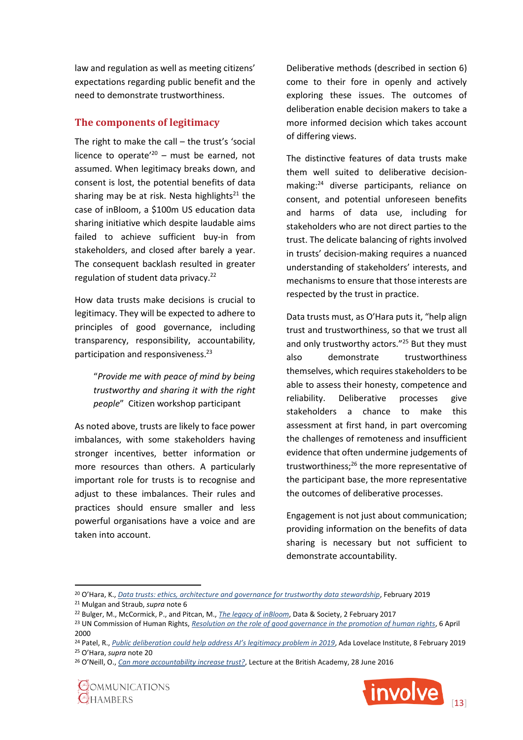law and regulation as well as meeting citizens' expectations regarding public benefit and the need to demonstrate trustworthiness.

## The components of legitimacy

The right to make the call – the trust's 'social licence to operate'[20] – must be earned, not assumed. When legitimacy breaks down, and consent is lost, the potential benefits of data sharing may be at risk. Nesta highlights[21] the case of inBloom, a $100m US education data sharing initiative which despite laudable aims failed to achieve sufficient buy-in from stakeholders, and closed after barely a year. The consequent backlash resulted in greater regulation of student data privacy.[22]

How data trusts make decisions is crucial to legitimacy. They will be expected to adhere to principles of good governance, including transparency, responsibility, accountability, participation and responsiveness.[23]

> "*Provide me with peace of mind by being trustworthy and sharing it with the right people*" Citizen workshop participant

As noted above, trusts are likely to face power imbalances, with some stakeholders having stronger incentives, better information or more resources than others. A particularly important role for trusts is to recognise and adjust to these imbalances. Their rules and practices should ensure smaller and less powerful organisations have a voice and are taken into account.

Deliberative methods (described in section 6) come to their fore in openly and actively exploring these issues. The outcomes of deliberation enable decision makers to take a more informed decision which takes account of differing views.

The distinctive features of data trusts make them well suited to deliberative decision-making:[24] diverse participants, reliance on consent, and potential unforeseen benefits and harms of data use, including for stakeholders who are not direct parties to the trust. The delicate balancing of rights involved in trusts' decision-making requires a nuanced understanding of stakeholders' interests, and mechanisms to ensure that those interests are respected by the trust in practice.

Data trusts must, as O'Hara puts it, "help align trust and trustworthiness, so that we trust all and only trustworthy actors."[25] But they must also demonstrate trustworthiness themselves, which requires stakeholders to be able to assess their honesty, competence and reliability. Deliberative processes give stakeholders a chance to make this assessment at first hand, in part overcoming the challenges of remoteness and insufficient evidence that often undermine judgements of trustworthiness;[26] the more representative of the participant base, the more representative the outcomes of deliberative processes.

Engagement is not just about communication; providing information on the benefits of data sharing is necessary but not sufficient to demonstrate accountability.

---

[20] O'Hara, K., *Data trusts: ethics, architecture and governance for trustworthy data stewardship*, February 2019

[21] Mulgan and Straub, *supra* note 6

[22] Bulger, M., McCormick, P., and Pitcan, M., *The legacy of inBloom*, Data & Society, 2 February 2017

[23] UN Commission of Human Rights, *Resolution on the role of good governance in the promotion of human rights*, 6 April 2000

[24] Patel, R., *Public deliberation could help address AI's legitimacy problem in 2019*, Ada Lovelace Institute, 8 February 2019

[25] O'Hara, *supra* note 20

[26] O'Neill, O., *Can more accountability increase trust?*, Lecture at the British Academy, 28 June 2016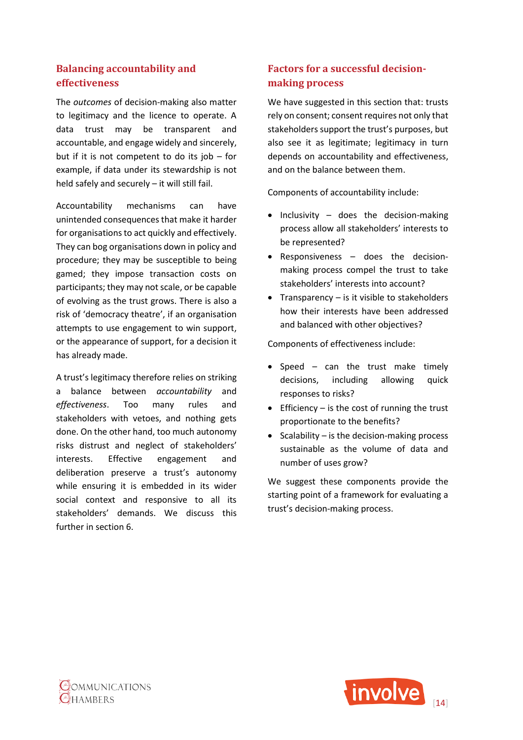### Balancing accountability and effectiveness

The *outcomes* of decision-making also matter to legitimacy and the licence to operate. A data trust may be transparent and accountable, and engage widely and sincerely, but if it is not competent to do its job – for example, if data under its stewardship is not held safely and securely – it will still fail.

Accountability mechanisms can have unintended consequences that make it harder for organisations to act quickly and effectively. They can bog organisations down in policy and procedure; they may be susceptible to being gamed; they impose transaction costs on participants; they may not scale, or be capable of evolving as the trust grows. There is also a risk of 'democracy theatre', if an organisation attempts to use engagement to win support, or the appearance of support, for a decision it has already made.

A trust's legitimacy therefore relies on striking a balance between *accountability* and *effectiveness*. Too many rules and stakeholders with vetoes, and nothing gets done. On the other hand, too much autonomy risks distrust and neglect of stakeholders' interests. Effective engagement and deliberation preserve a trust's autonomy while ensuring it is embedded in its wider social context and responsive to all its stakeholders' demands. We discuss this further in section 6.

### Factors for a successful decision-making process

We have suggested in this section that: trusts rely on consent; consent requires not only that stakeholders support the trust's purposes, but also see it as legitimate; legitimacy in turn depends on accountability and effectiveness, and on the balance between them.

Components of accountability include:

- Inclusivity – does the decision-making process allow all stakeholders' interests to be represented?
- Responsiveness – does the decision-making process compel the trust to take stakeholders' interests into account?
- Transparency – is it visible to stakeholders how their interests have been addressed and balanced with other objectives?

Components of effectiveness include:

- Speed – can the trust make timely decisions, including allowing quick responses to risks?
- Efficiency – is the cost of running the trust proportionate to the benefits?
- Scalability – is the decision-making process sustainable as the volume of data and number of uses grow?

We suggest these components provide the starting point of a framework for evaluating a trust's decision-making process.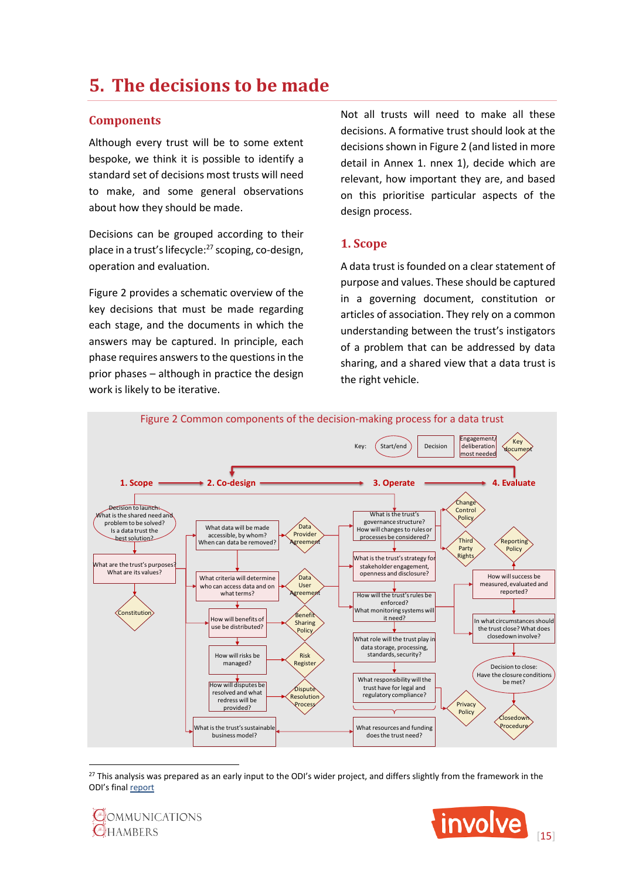# 5. The decisions to be made

## Components

Although every trust will be to some extent bespoke, we think it is possible to identify a standard set of decisions most trusts will need to make, and some general observations about how they should be made.

Decisions can be grouped according to their place in a trust's lifecycle:[27] scoping, co-design, operation and evaluation.

Figure 2 provides a schematic overview of the key decisions that must be made regarding each stage, and the documents in which the answers may be captured. In principle, each phase requires answers to the questions in the prior phases – although in practice the design work is likely to be iterative.

Not all trusts will need to make all these decisions. A formative trust should look at the decisions shown in Figure 2 (and listed in more detail in Annex 1. nnex 1), decide which are relevant, how important they are, and based on this prioritise particular aspects of the design process.

## 1. Scope

A data trust is founded on a clear statement of purpose and values. These should be captured in a governing document, constitution or articles of association. They rely on a common understanding between the trust's instigators of a problem that can be addressed by data sharing, and a shared view that a data trust is the right vehicle.

Figure 2 Common components of the decision-making process for a data trust

Key: Start/end; Decision; Engagement/deliberation most needed; Key document

**1. Scope**
- Decision to launch: What is the shared need and problem to be solved? Is a data trust the best solution?
- What are the trust's purposes? What are its values?
- Constitution

**2. Co-design**
- What data will be made accessible, by whom? When can data be removed? → Data Provider Agreement
- What criteria will determine who can access data and on what terms? → Data User Agreement
- How will benefits of use be distributed? → Benefit Sharing Policy
- How will risks be managed? → Risk Register
- How will disputes be resolved and what redress will be provided? → Dispute Resolution Process
- What is the trust's sustainable business model?

**3. Operate**
- What is the trust's governance structure? How will changes to rules or processes be considered? → Change Control Policy
- What is the trust's strategy for stakeholder engagement, openness and disclosure? → Third Party Rights
- How will the trust's rules be enforced? What monitoring systems will it need?
- What role will the trust play in data storage, processing, standards, security?
- What responsibility will the trust have for legal and regulatory compliance? → Privacy Policy
- What resources and funding does the trust need?

**4. Evaluate**
- Reporting Policy
- How will success be measured, evaluated and reported?
- In what circumstances should the trust close? What does closedown involve?
- Decision to close: Have the closure conditions been met?
- Closedown Procedure

[27] This analysis was prepared as an early input to the ODI's wider project, and differs slightly from the framework in the ODI's final report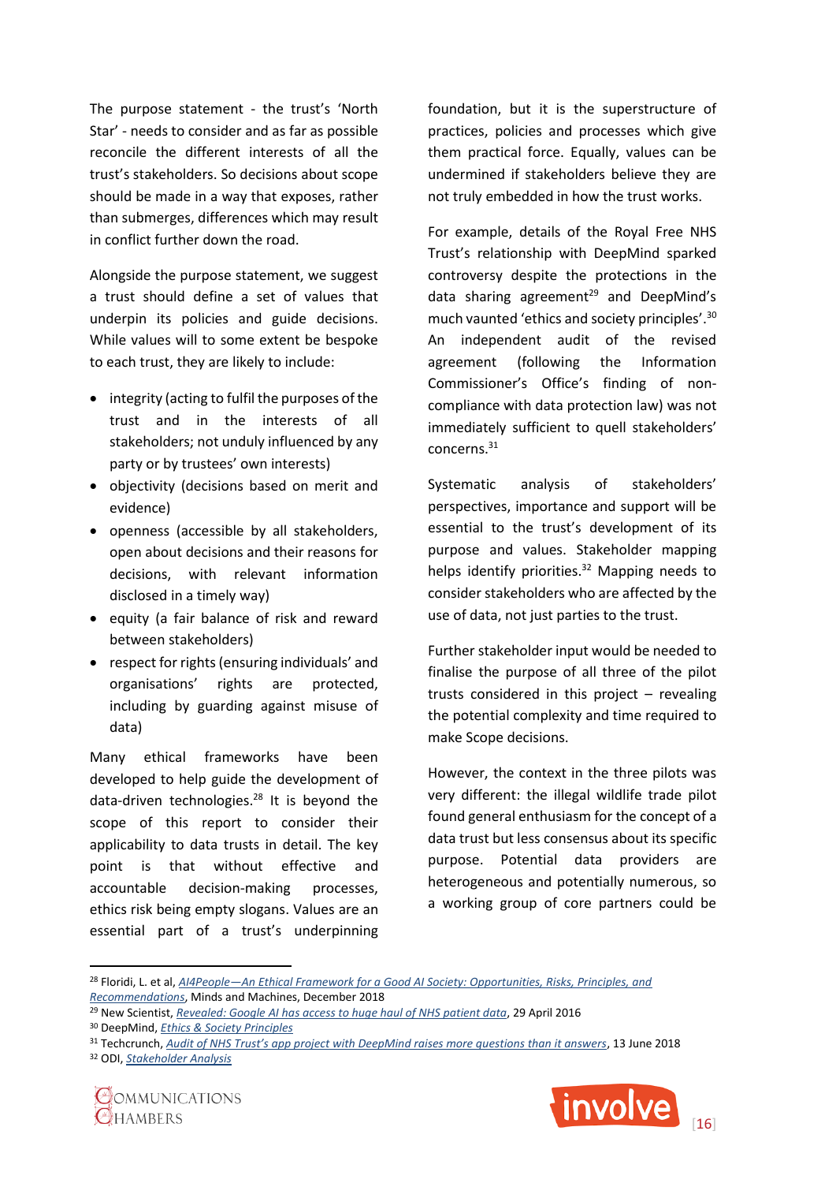The purpose statement - the trust's 'North Star' - needs to consider and as far as possible reconcile the different interests of all the trust's stakeholders. So decisions about scope should be made in a way that exposes, rather than submerges, differences which may result in conflict further down the road.

Alongside the purpose statement, we suggest a trust should define a set of values that underpin its policies and guide decisions. While values will to some extent be bespoke to each trust, they are likely to include:

- integrity (acting to fulfil the purposes of the trust and in the interests of all stakeholders; not unduly influenced by any party or by trustees' own interests)
- objectivity (decisions based on merit and evidence)
- openness (accessible by all stakeholders, open about decisions and their reasons for decisions, with relevant information disclosed in a timely way)
- equity (a fair balance of risk and reward between stakeholders)
- respect for rights (ensuring individuals' and organisations' rights are protected, including by guarding against misuse of data)

Many ethical frameworks have been developed to help guide the development of data-driven technologies.[28] It is beyond the scope of this report to consider their applicability to data trusts in detail. The key point is that without effective and accountable decision-making processes, ethics risk being empty slogans. Values are an essential part of a trust's underpinning foundation, but it is the superstructure of practices, policies and processes which give them practical force. Equally, values can be undermined if stakeholders believe they are not truly embedded in how the trust works.

For example, details of the Royal Free NHS Trust's relationship with DeepMind sparked controversy despite the protections in the data sharing agreement[29] and DeepMind's much vaunted 'ethics and society principles'.[30] An independent audit of the revised agreement (following the Information Commissioner's Office's finding of non-compliance with data protection law) was not immediately sufficient to quell stakeholders' concerns.[31]

Systematic analysis of stakeholders' perspectives, importance and support will be essential to the trust's development of its purpose and values. Stakeholder mapping helps identify priorities.[32] Mapping needs to consider stakeholders who are affected by the use of data, not just parties to the trust.

Further stakeholder input would be needed to finalise the purpose of all three of the pilot trusts considered in this project – revealing the potential complexity and time required to make Scope decisions.

However, the context in the three pilots was very different: the illegal wildlife trade pilot found general enthusiasm for the concept of a data trust but less consensus about its specific purpose. Potential data providers are heterogeneous and potentially numerous, so a working group of core partners could be

---

[28] Floridi, L. et al, *AI4People—An Ethical Framework for a Good AI Society: Opportunities, Risks, Principles, and Recommendations*, Minds and Machines, December 2018

[29] New Scientist, *Revealed: Google AI has access to huge haul of NHS patient data*, 29 April 2016

[30] DeepMind, *Ethics & Society Principles*

[31] Techcrunch, *Audit of NHS Trust's app project with DeepMind raises more questions than it answers*, 13 June 2018

[32] ODI, *Stakeholder Analysis*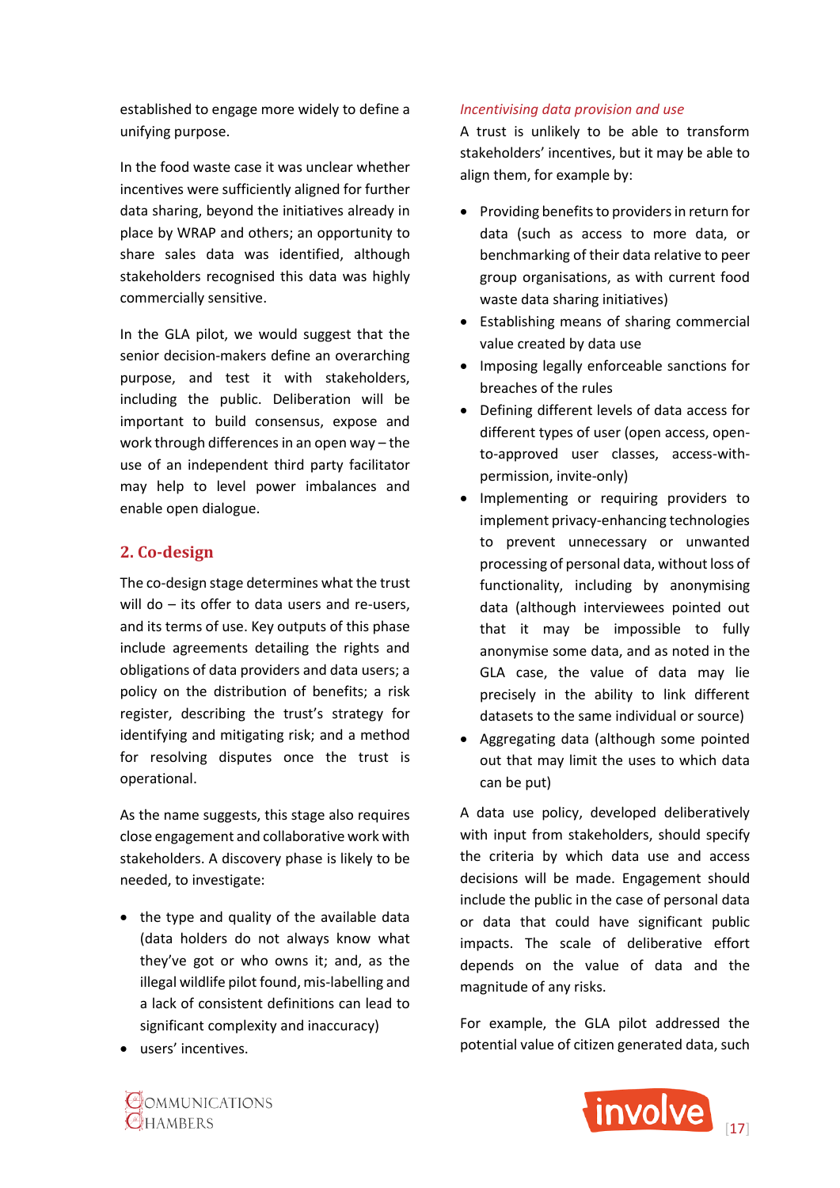established to engage more widely to define a unifying purpose.

In the food waste case it was unclear whether incentives were sufficiently aligned for further data sharing, beyond the initiatives already in place by WRAP and others; an opportunity to share sales data was identified, although stakeholders recognised this data was highly commercially sensitive.

In the GLA pilot, we would suggest that the senior decision-makers define an overarching purpose, and test it with stakeholders, including the public. Deliberation will be important to build consensus, expose and work through differences in an open way – the use of an independent third party facilitator may help to level power imbalances and enable open dialogue.

## 2. Co-design

The co-design stage determines what the trust will do – its offer to data users and re-users, and its terms of use. Key outputs of this phase include agreements detailing the rights and obligations of data providers and data users; a policy on the distribution of benefits; a risk register, describing the trust's strategy for identifying and mitigating risk; and a method for resolving disputes once the trust is operational.

As the name suggests, this stage also requires close engagement and collaborative work with stakeholders. A discovery phase is likely to be needed, to investigate:

- the type and quality of the available data (data holders do not always know what they've got or who owns it; and, as the illegal wildlife pilot found, mis-labelling and a lack of consistent definitions can lead to significant complexity and inaccuracy)
- users' incentives.

*Incentivising data provision and use*

A trust is unlikely to be able to transform stakeholders' incentives, but it may be able to align them, for example by:

- Providing benefits to providers in return for data (such as access to more data, or benchmarking of their data relative to peer group organisations, as with current food waste data sharing initiatives)
- Establishing means of sharing commercial value created by data use
- Imposing legally enforceable sanctions for breaches of the rules
- Defining different levels of data access for different types of user (open access, open-to-approved user classes, access-with-permission, invite-only)
- Implementing or requiring providers to implement privacy-enhancing technologies to prevent unnecessary or unwanted processing of personal data, without loss of functionality, including by anonymising data (although interviewees pointed out that it may be impossible to fully anonymise some data, and as noted in the GLA case, the value of data may lie precisely in the ability to link different datasets to the same individual or source)
- Aggregating data (although some pointed out that may limit the uses to which data can be put)

A data use policy, developed deliberatively with input from stakeholders, should specify the criteria by which data use and access decisions will be made. Engagement should include the public in the case of personal data or data that could have significant public impacts. The scale of deliberative effort depends on the value of data and the magnitude of any risks.

For example, the GLA pilot addressed the potential value of citizen generated data, such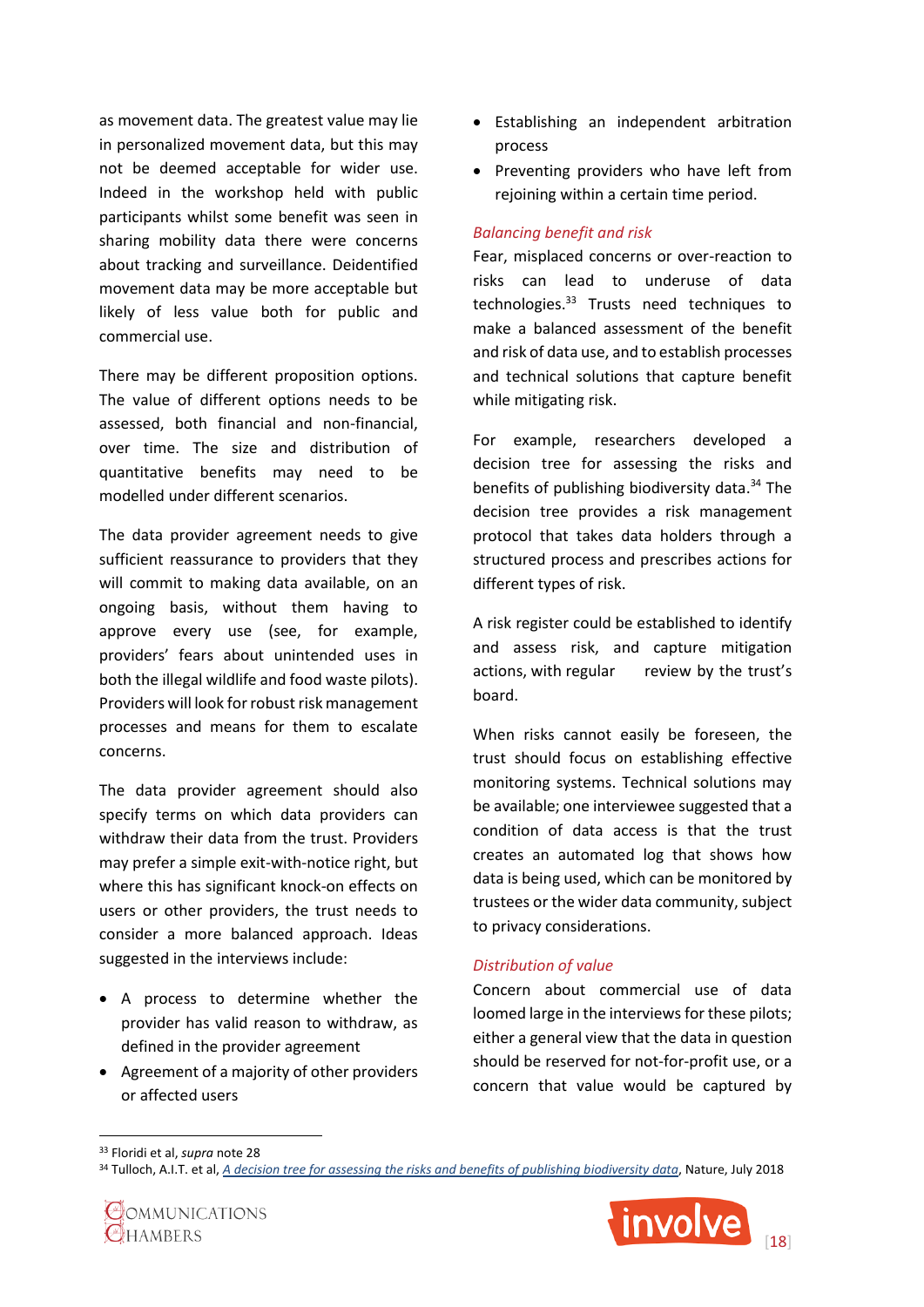as movement data. The greatest value may lie in personalized movement data, but this may not be deemed acceptable for wider use. Indeed in the workshop held with public participants whilst some benefit was seen in sharing mobility data there were concerns about tracking and surveillance. Deidentified movement data may be more acceptable but likely of less value both for public and commercial use.

There may be different proposition options. The value of different options needs to be assessed, both financial and non-financial, over time. The size and distribution of quantitative benefits may need to be modelled under different scenarios.

The data provider agreement needs to give sufficient reassurance to providers that they will commit to making data available, on an ongoing basis, without them having to approve every use (see, for example, providers' fears about unintended uses in both the illegal wildlife and food waste pilots). Providers will look for robust risk management processes and means for them to escalate concerns.

The data provider agreement should also specify terms on which data providers can withdraw their data from the trust. Providers may prefer a simple exit-with-notice right, but where this has significant knock-on effects on users or other providers, the trust needs to consider a more balanced approach. Ideas suggested in the interviews include:

- A process to determine whether the provider has valid reason to withdraw, as defined in the provider agreement
- Agreement of a majority of other providers or affected users
- Establishing an independent arbitration process
- Preventing providers who have left from rejoining within a certain time period.

*Balancing benefit and risk*

Fear, misplaced concerns or over-reaction to risks can lead to underuse of data technologies.[33] Trusts need techniques to make a balanced assessment of the benefit and risk of data use, and to establish processes and technical solutions that capture benefit while mitigating risk.

For example, researchers developed a decision tree for assessing the risks and benefits of publishing biodiversity data.[34] The decision tree provides a risk management protocol that takes data holders through a structured process and prescribes actions for different types of risk.

A risk register could be established to identify and assess risk, and capture mitigation actions, with regular review by the trust's board.

When risks cannot easily be foreseen, the trust should focus on establishing effective monitoring systems. Technical solutions may be available; one interviewee suggested that a condition of data access is that the trust creates an automated log that shows how data is being used, which can be monitored by trustees or the wider data community, subject to privacy considerations.

*Distribution of value*

Concern about commercial use of data loomed large in the interviews for these pilots; either a general view that the data in question should be reserved for not-for-profit use, or a concern that value would be captured by

---

[33] Floridi et al, *supra* note 28

[34] Tulloch, A.I.T. et al, *A decision tree for assessing the risks and benefits of publishing biodiversity data*, Nature, July 2018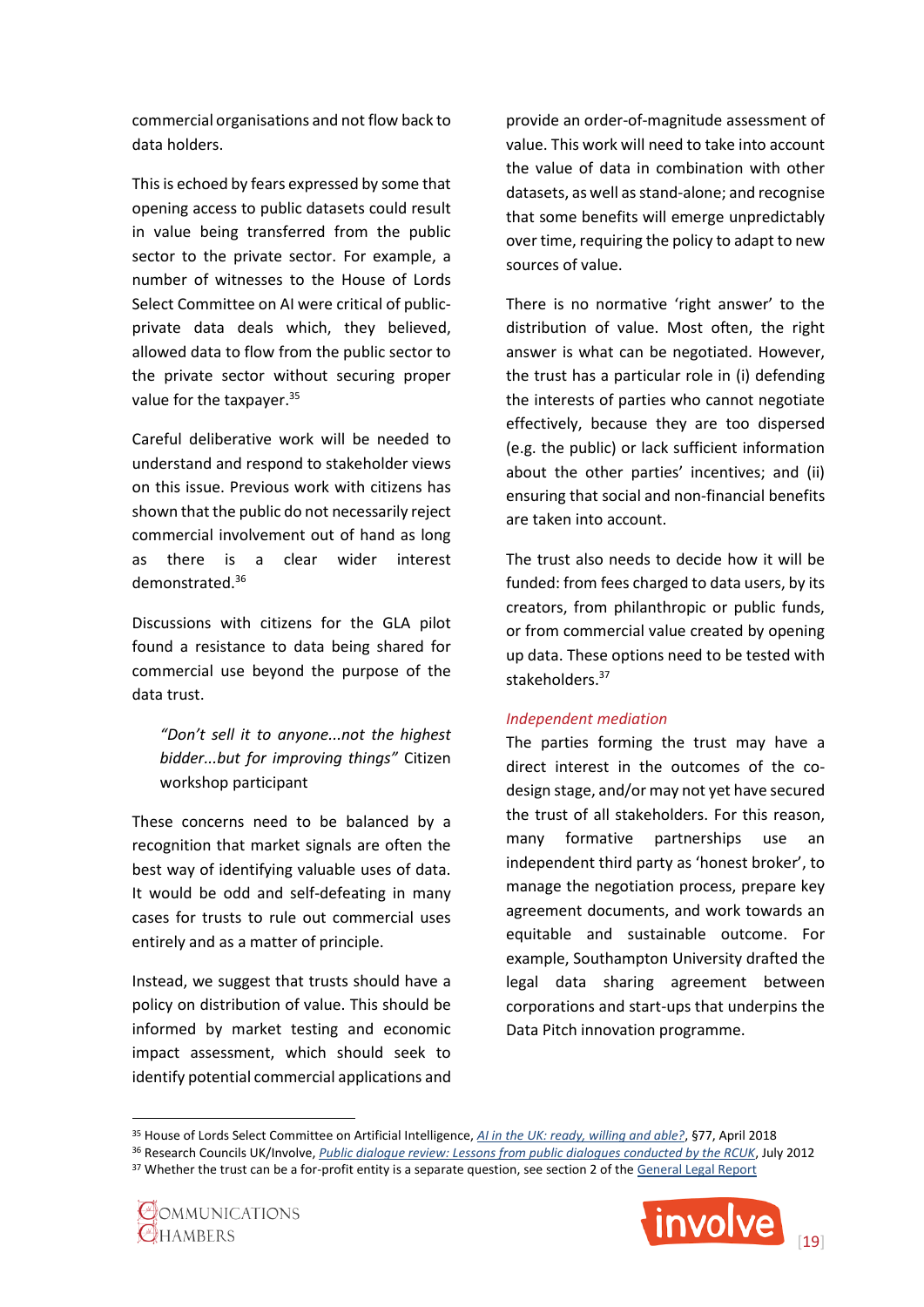commercial organisations and not flow back to data holders.

This is echoed by fears expressed by some that opening access to public datasets could result in value being transferred from the public sector to the private sector. For example, a number of witnesses to the House of Lords Select Committee on AI were critical of public-private data deals which, they believed, allowed data to flow from the public sector to the private sector without securing proper value for the taxpayer.[35]

Careful deliberative work will be needed to understand and respond to stakeholder views on this issue. Previous work with citizens has shown that the public do not necessarily reject commercial involvement out of hand as long as there is a clear wider interest demonstrated.[36]

Discussions with citizens for the GLA pilot found a resistance to data being shared for commercial use beyond the purpose of the data trust.

> *"Don't sell it to anyone...not the highest bidder...but for improving things"* Citizen workshop participant

These concerns need to be balanced by a recognition that market signals are often the best way of identifying valuable uses of data. It would be odd and self-defeating in many cases for trusts to rule out commercial uses entirely and as a matter of principle.

Instead, we suggest that trusts should have a policy on distribution of value. This should be informed by market testing and economic impact assessment, which should seek to identify potential commercial applications and provide an order-of-magnitude assessment of value. This work will need to take into account the value of data in combination with other datasets, as well as stand-alone; and recognise that some benefits will emerge unpredictably over time, requiring the policy to adapt to new sources of value.

There is no normative 'right answer' to the distribution of value. Most often, the right answer is what can be negotiated. However, the trust has a particular role in (i) defending the interests of parties who cannot negotiate effectively, because they are too dispersed (e.g. the public) or lack sufficient information about the other parties' incentives; and (ii) ensuring that social and non-financial benefits are taken into account.

The trust also needs to decide how it will be funded: from fees charged to data users, by its creators, from philanthropic or public funds, or from commercial value created by opening up data. These options need to be tested with stakeholders.[37]

### *Independent mediation*

The parties forming the trust may have a direct interest in the outcomes of the co-design stage, and/or may not yet have secured the trust of all stakeholders. For this reason, many formative partnerships use an independent third party as 'honest broker', to manage the negotiation process, prepare key agreement documents, and work towards an equitable and sustainable outcome. For example, Southampton University drafted the legal data sharing agreement between corporations and start-ups that underpins the Data Pitch innovation programme.

---

[35] House of Lords Select Committee on Artificial Intelligence, *AI in the UK: ready, willing and able?*, §77, April 2018

[36] Research Councils UK/Involve, *Public dialogue review: Lessons from public dialogues conducted by the RCUK*, July 2012

[37] Whether the trust can be a for-profit entity is a separate question, see section 2 of the General Legal Report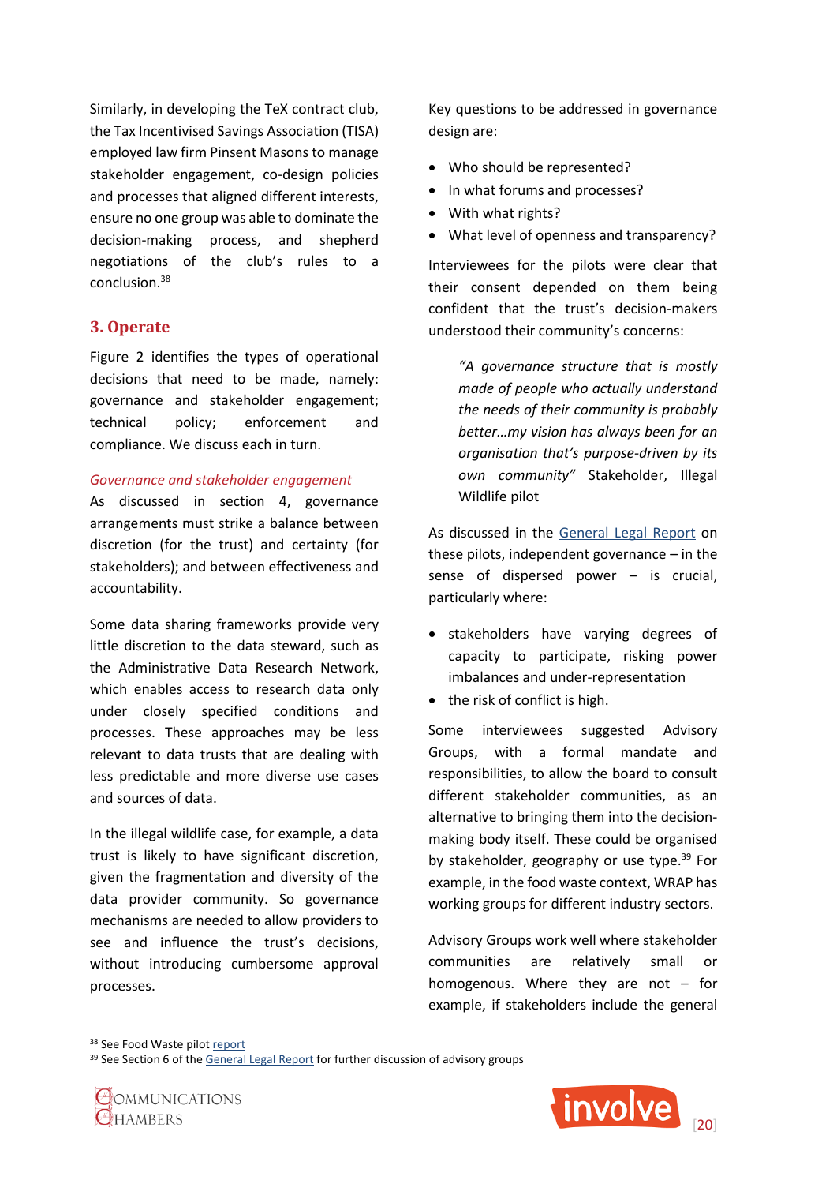Similarly, in developing the TeX contract club, the Tax Incentivised Savings Association (TISA) employed law firm Pinsent Masons to manage stakeholder engagement, co-design policies and processes that aligned different interests, ensure no one group was able to dominate the decision-making process, and shepherd negotiations of the club's rules to a conclusion.[38]

## 3. Operate

Figure 2 identifies the types of operational decisions that need to be made, namely: governance and stakeholder engagement; technical policy; enforcement and compliance. We discuss each in turn.

*Governance and stakeholder engagement*

As discussed in section 4, governance arrangements must strike a balance between discretion (for the trust) and certainty (for stakeholders); and between effectiveness and accountability.

Some data sharing frameworks provide very little discretion to the data steward, such as the Administrative Data Research Network, which enables access to research data only under closely specified conditions and processes. These approaches may be less relevant to data trusts that are dealing with less predictable and more diverse use cases and sources of data.

In the illegal wildlife case, for example, a data trust is likely to have significant discretion, given the fragmentation and diversity of the data provider community. So governance mechanisms are needed to allow providers to see and influence the trust's decisions, without introducing cumbersome approval processes.

Key questions to be addressed in governance design are:

- Who should be represented?
- In what forums and processes?
- With what rights?
- What level of openness and transparency?

Interviewees for the pilots were clear that their consent depended on them being confident that the trust's decision-makers understood their community's concerns:

> *"A governance structure that is mostly made of people who actually understand the needs of their community is probably better…my vision has always been for an organisation that's purpose-driven by its own community"* Stakeholder, Illegal Wildlife pilot

As discussed in the General Legal Report on these pilots, independent governance – in the sense of dispersed power – is crucial, particularly where:

- stakeholders have varying degrees of capacity to participate, risking power imbalances and under-representation
- the risk of conflict is high.

Some interviewees suggested Advisory Groups, with a formal mandate and responsibilities, to allow the board to consult different stakeholder communities, as an alternative to bringing them into the decision-making body itself. These could be organised by stakeholder, geography or use type.[39] For example, in the food waste context, WRAP has working groups for different industry sectors.

Advisory Groups work well where stakeholder communities are relatively small or homogenous. Where they are not – for example, if stakeholders include the general

[38] See Food Waste pilot report

[39] See Section 6 of the General Legal Report for further discussion of advisory groups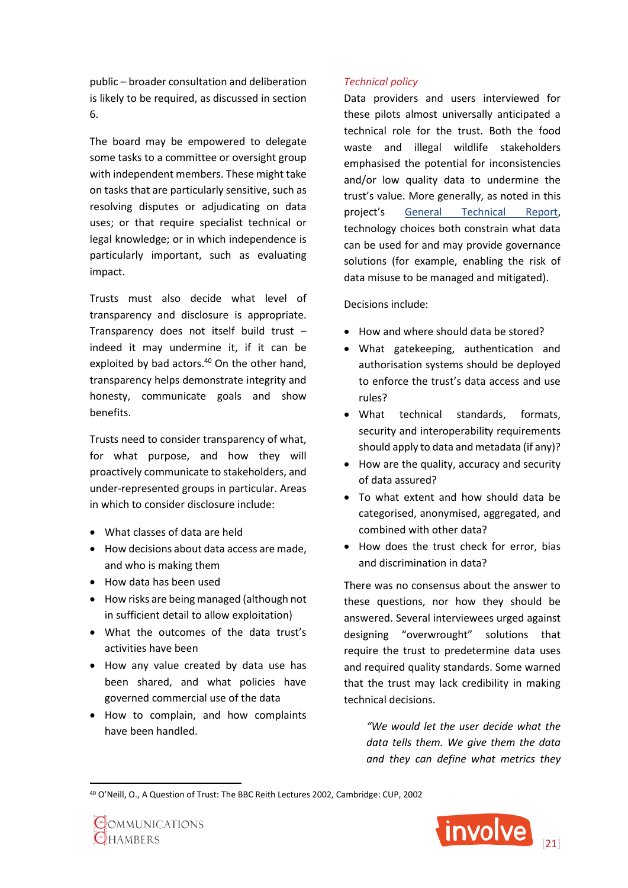public – broader consultation and deliberation is likely to be required, as discussed in section 6.

The board may be empowered to delegate some tasks to a committee or oversight group with independent members. These might take on tasks that are particularly sensitive, such as resolving disputes or adjudicating on data uses; or that require specialist technical or legal knowledge; or in which independence is particularly important, such as evaluating impact.

Trusts must also decide what level of transparency and disclosure is appropriate. Transparency does not itself build trust – indeed it may undermine it, if it can be exploited by bad actors.[40] On the other hand, transparency helps demonstrate integrity and honesty, communicate goals and show benefits.

Trusts need to consider transparency of what, for what purpose, and how they will proactively communicate to stakeholders, and under-represented groups in particular. Areas in which to consider disclosure include:

- What classes of data are held
- How decisions about data access are made, and who is making them
- How data has been used
- How risks are being managed (although not in sufficient detail to allow exploitation)
- What the outcomes of the data trust's activities have been
- How any value created by data use has been shared, and what policies have governed commercial use of the data
- How to complain, and how complaints have been handled.

*Technical policy*

Data providers and users interviewed for these pilots almost universally anticipated a technical role for the trust. Both the food waste and illegal wildlife stakeholders emphasised the potential for inconsistencies and/or low quality data to undermine the trust's value. More generally, as noted in this project's General Technical Report, technology choices both constrain what data can be used for and may provide governance solutions (for example, enabling the risk of data misuse to be managed and mitigated).

Decisions include:

- How and where should data be stored?
- What gatekeeping, authentication and authorisation systems should be deployed to enforce the trust's data access and use rules?
- What technical standards, formats, security and interoperability requirements should apply to data and metadata (if any)?
- How are the quality, accuracy and security of data assured?
- To what extent and how should data be categorised, anonymised, aggregated, and combined with other data?
- How does the trust check for error, bias and discrimination in data?

There was no consensus about the answer to these questions, nor how they should be answered. Several interviewees urged against designing "overwrought" solutions that require the trust to predetermine data uses and required quality standards. Some warned that the trust may lack credibility in making technical decisions.

> *"We would let the user decide what the data tells them. We give them the data and they can define what metrics they*

[40] O'Neill, O., A Question of Trust: The BBC Reith Lectures 2002, Cambridge: CUP, 2002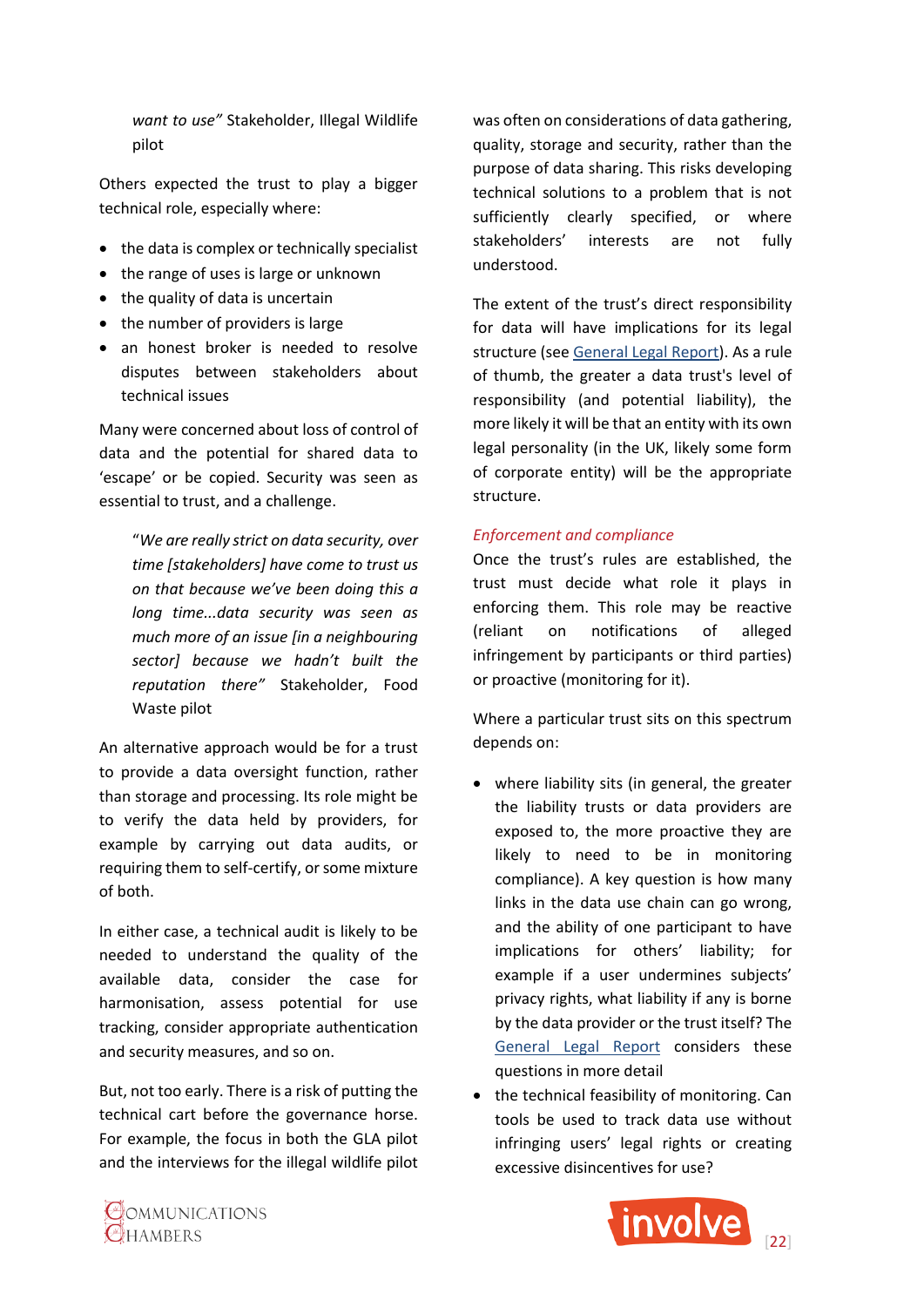*want to use"* Stakeholder, Illegal Wildlife pilot

Others expected the trust to play a bigger technical role, especially where:

- the data is complex or technically specialist
- the range of uses is large or unknown
- the quality of data is uncertain
- the number of providers is large
- an honest broker is needed to resolve disputes between stakeholders about technical issues

Many were concerned about loss of control of data and the potential for shared data to 'escape' or be copied. Security was seen as essential to trust, and a challenge.

> "*We are really strict on data security, over time [stakeholders] have come to trust us on that because we've been doing this a long time...data security was seen as much more of an issue [in a neighbouring sector] because we hadn't built the reputation there"* Stakeholder, Food Waste pilot

An alternative approach would be for a trust to provide a data oversight function, rather than storage and processing. Its role might be to verify the data held by providers, for example by carrying out data audits, or requiring them to self-certify, or some mixture of both.

In either case, a technical audit is likely to be needed to understand the quality of the available data, consider the case for harmonisation, assess potential for use tracking, consider appropriate authentication and security measures, and so on.

But, not too early. There is a risk of putting the technical cart before the governance horse. For example, the focus in both the GLA pilot and the interviews for the illegal wildlife pilot was often on considerations of data gathering, quality, storage and security, rather than the purpose of data sharing. This risks developing technical solutions to a problem that is not sufficiently clearly specified, or where stakeholders' interests are not fully understood.

The extent of the trust's direct responsibility for data will have implications for its legal structure (see General Legal Report). As a rule of thumb, the greater a data trust's level of responsibility (and potential liability), the more likely it will be that an entity with its own legal personality (in the UK, likely some form of corporate entity) will be the appropriate structure.

### *Enforcement and compliance*

Once the trust's rules are established, the trust must decide what role it plays in enforcing them. This role may be reactive (reliant on notifications of alleged infringement by participants or third parties) or proactive (monitoring for it).

Where a particular trust sits on this spectrum depends on:

- where liability sits (in general, the greater the liability trusts or data providers are exposed to, the more proactive they are likely to need to be in monitoring compliance). A key question is how many links in the data use chain can go wrong, and the ability of one participant to have implications for others' liability; for example if a user undermines subjects' privacy rights, what liability if any is borne by the data provider or the trust itself? The General Legal Report considers these questions in more detail
- the technical feasibility of monitoring. Can tools be used to track data use without infringing users' legal rights or creating excessive disincentives for use?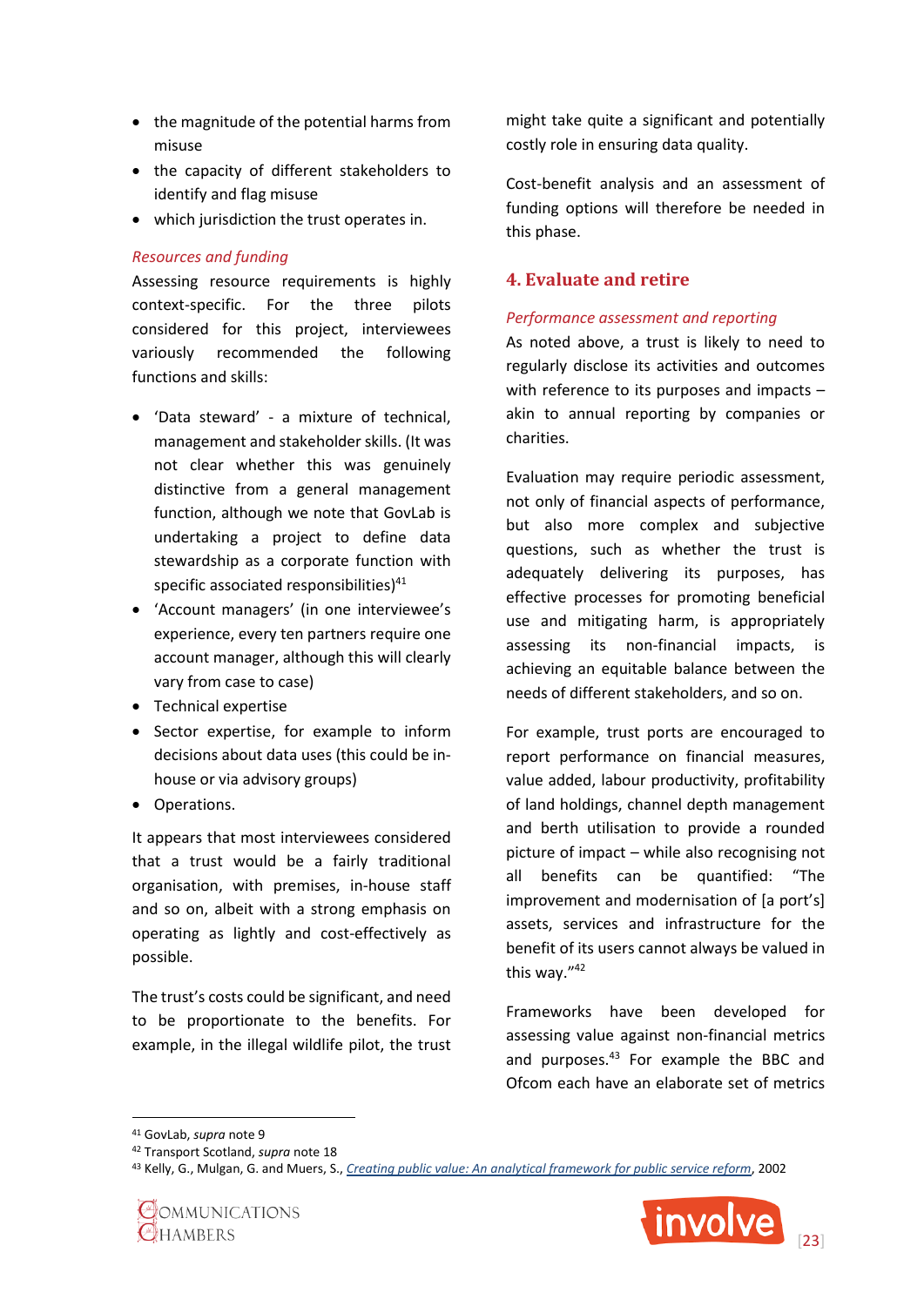- the magnitude of the potential harms from misuse
- the capacity of different stakeholders to identify and flag misuse
- which jurisdiction the trust operates in.

*Resources and funding*

Assessing resource requirements is highly context-specific. For the three pilots considered for this project, interviewees variously recommended the following functions and skills:

- 'Data steward' - a mixture of technical, management and stakeholder skills. (It was not clear whether this was genuinely distinctive from a general management function, although we note that GovLab is undertaking a project to define data stewardship as a corporate function with specific associated responsibilities)[41]
- 'Account managers' (in one interviewee's experience, every ten partners require one account manager, although this will clearly vary from case to case)
- Technical expertise
- Sector expertise, for example to inform decisions about data uses (this could be in-house or via advisory groups)
- Operations.

It appears that most interviewees considered that a trust would be a fairly traditional organisation, with premises, in-house staff and so on, albeit with a strong emphasis on operating as lightly and cost-effectively as possible.

The trust's costs could be significant, and need to be proportionate to the benefits. For example, in the illegal wildlife pilot, the trust might take quite a significant and potentially costly role in ensuring data quality.

Cost-benefit analysis and an assessment of funding options will therefore be needed in this phase.

## 4. Evaluate and retire

*Performance assessment and reporting*

As noted above, a trust is likely to need to regularly disclose its activities and outcomes with reference to its purposes and impacts – akin to annual reporting by companies or charities.

Evaluation may require periodic assessment, not only of financial aspects of performance, but also more complex and subjective questions, such as whether the trust is adequately delivering its purposes, has effective processes for promoting beneficial use and mitigating harm, is appropriately assessing its non-financial impacts, is achieving an equitable balance between the needs of different stakeholders, and so on.

For example, trust ports are encouraged to report performance on financial measures, value added, labour productivity, profitability of land holdings, channel depth management and berth utilisation to provide a rounded picture of impact – while also recognising not all benefits can be quantified: "The improvement and modernisation of [a port's] assets, services and infrastructure for the benefit of its users cannot always be valued in this way."[42]

Frameworks have been developed for assessing value against non-financial metrics and purposes.[43] For example the BBC and Ofcom each have an elaborate set of metrics

---

[41] GovLab, *supra* note 9

[42] Transport Scotland, *supra* note 18

[43] Kelly, G., Mulgan, G. and Muers, S., *Creating public value: An analytical framework for public service reform*, 2002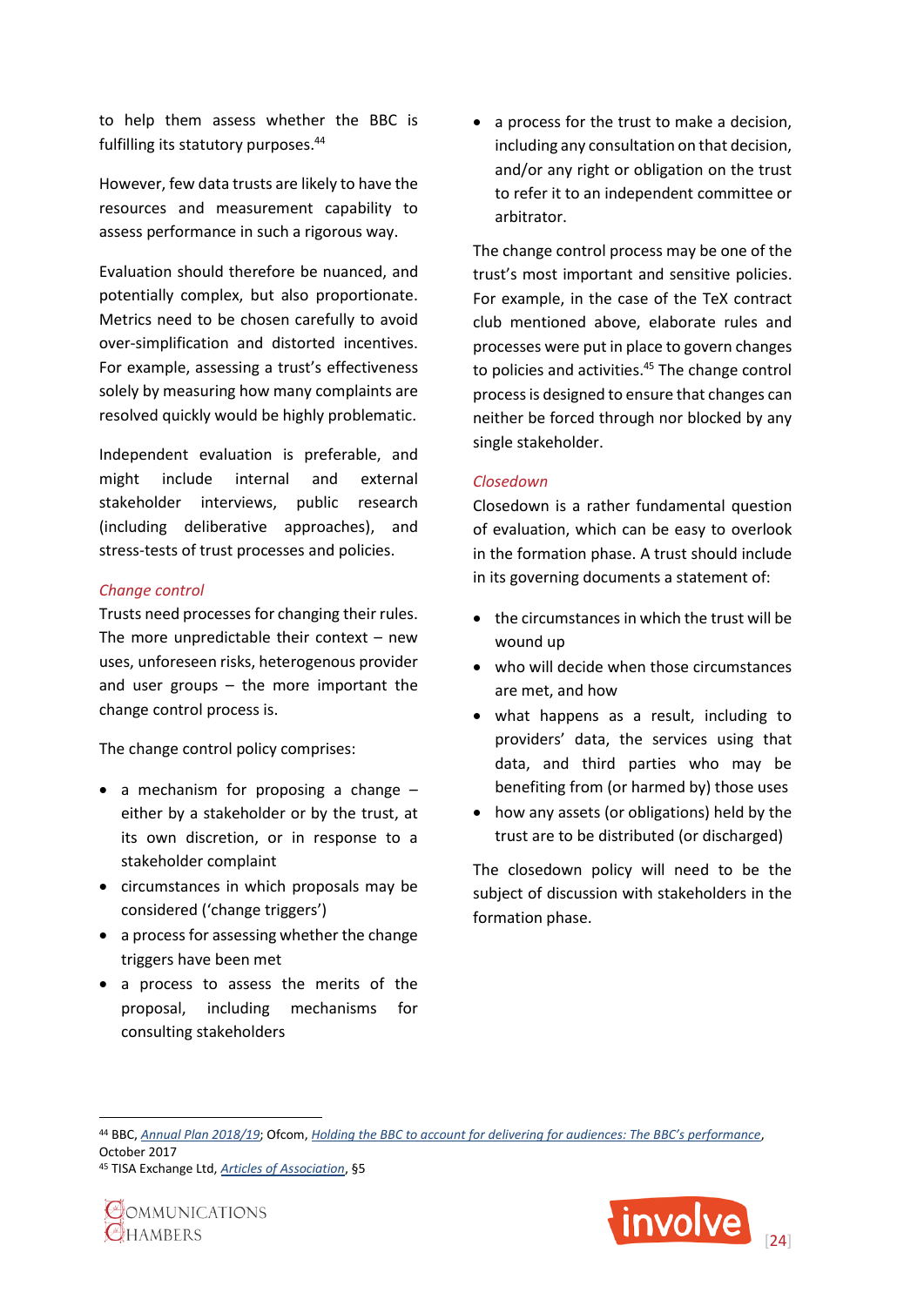to help them assess whether the BBC is fulfilling its statutory purposes.[44]

However, few data trusts are likely to have the resources and measurement capability to assess performance in such a rigorous way.

Evaluation should therefore be nuanced, and potentially complex, but also proportionate. Metrics need to be chosen carefully to avoid over-simplification and distorted incentives. For example, assessing a trust's effectiveness solely by measuring how many complaints are resolved quickly would be highly problematic.

Independent evaluation is preferable, and might include internal and external stakeholder interviews, public research (including deliberative approaches), and stress-tests of trust processes and policies.

### Change control

Trusts need processes for changing their rules. The more unpredictable their context – new uses, unforeseen risks, heterogenous provider and user groups – the more important the change control process is.

The change control policy comprises:

- a mechanism for proposing a change – either by a stakeholder or by the trust, at its own discretion, or in response to a stakeholder complaint
- circumstances in which proposals may be considered ('change triggers')
- a process for assessing whether the change triggers have been met
- a process to assess the merits of the proposal, including mechanisms for consulting stakeholders
- a process for the trust to make a decision, including any consultation on that decision, and/or any right or obligation on the trust to refer it to an independent committee or arbitrator.

The change control process may be one of the trust's most important and sensitive policies. For example, in the case of the TeX contract club mentioned above, elaborate rules and processes were put in place to govern changes to policies and activities.[45] The change control process is designed to ensure that changes can neither be forced through nor blocked by any single stakeholder.

### Closedown

Closedown is a rather fundamental question of evaluation, which can be easy to overlook in the formation phase. A trust should include in its governing documents a statement of:

- the circumstances in which the trust will be wound up
- who will decide when those circumstances are met, and how
- what happens as a result, including to providers' data, the services using that data, and third parties who may be benefiting from (or harmed by) those uses
- how any assets (or obligations) held by the trust are to be distributed (or discharged)

The closedown policy will need to be the subject of discussion with stakeholders in the formation phase.

---

[44] BBC, *Annual Plan 2018/19*; Ofcom, *Holding the BBC to account for delivering for audiences: The BBC's performance*, October 2017

[45] TISA Exchange Ltd, *Articles of Association*, §5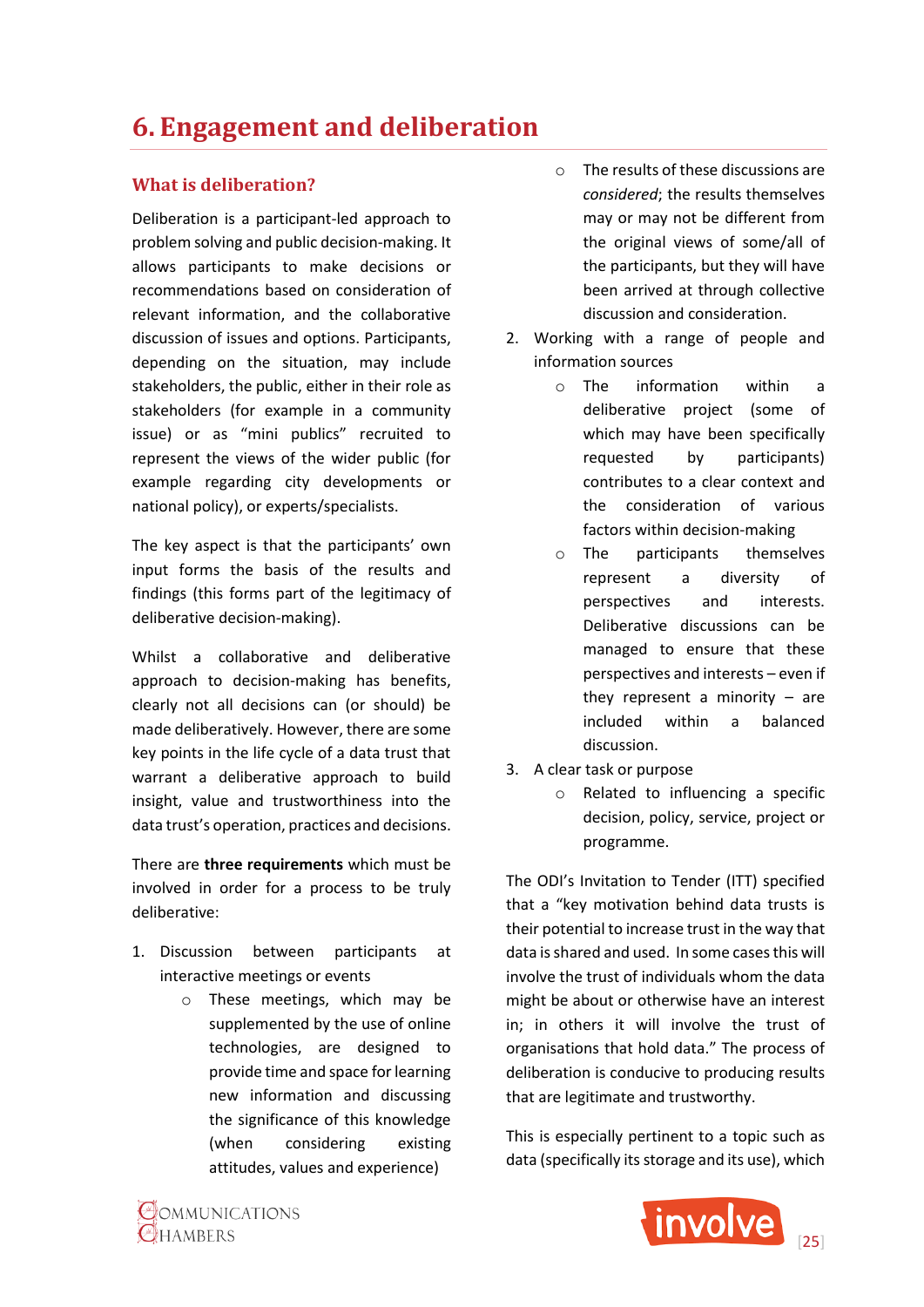# 6. Engagement and deliberation

## What is deliberation?

Deliberation is a participant-led approach to problem solving and public decision-making. It allows participants to make decisions or recommendations based on consideration of relevant information, and the collaborative discussion of issues and options. Participants, depending on the situation, may include stakeholders, the public, either in their role as stakeholders (for example in a community issue) or as "mini publics" recruited to represent the views of the wider public (for example regarding city developments or national policy), or experts/specialists.

The key aspect is that the participants' own input forms the basis of the results and findings (this forms part of the legitimacy of deliberative decision-making).

Whilst a collaborative and deliberative approach to decision-making has benefits, clearly not all decisions can (or should) be made deliberatively. However, there are some key points in the life cycle of a data trust that warrant a deliberative approach to build insight, value and trustworthiness into the data trust's operation, practices and decisions.

There are **three requirements** which must be involved in order for a process to be truly deliberative:

1. Discussion between participants at interactive meetings or events
    - These meetings, which may be supplemented by the use of online technologies, are designed to provide time and space for learning new information and discussing the significance of this knowledge (when considering existing attitudes, values and experience)
    - The results of these discussions are *considered*; the results themselves may or may not be different from the original views of some/all of the participants, but they will have been arrived at through collective discussion and consideration.
2. Working with a range of people and information sources
    - The information within a deliberative project (some of which may have been specifically requested by participants) contributes to a clear context and the consideration of various factors within decision-making
    - The participants themselves represent a diversity of perspectives and interests. Deliberative discussions can be managed to ensure that these perspectives and interests – even if they represent a minority – are included within a balanced discussion.
3. A clear task or purpose
    - Related to influencing a specific decision, policy, service, project or programme.

The ODI's Invitation to Tender (ITT) specified that a "key motivation behind data trusts is their potential to increase trust in the way that data is shared and used. In some cases this will involve the trust of individuals whom the data might be about or otherwise have an interest in; in others it will involve the trust of organisations that hold data." The process of deliberation is conducive to producing results that are legitimate and trustworthy.

This is especially pertinent to a topic such as data (specifically its storage and its use), which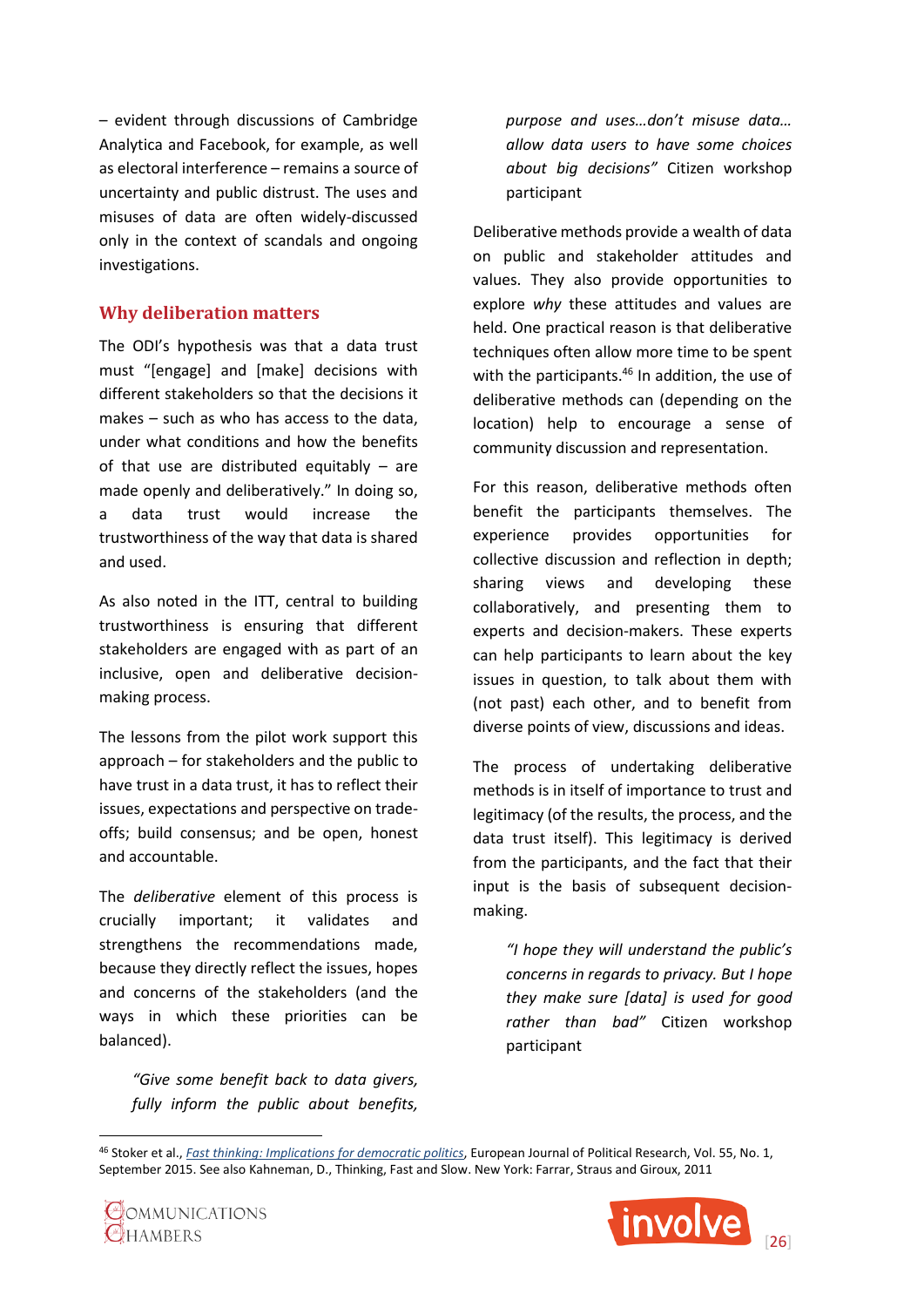– evident through discussions of Cambridge Analytica and Facebook, for example, as well as electoral interference – remains a source of uncertainty and public distrust. The uses and misuses of data are often widely-discussed only in the context of scandals and ongoing investigations.

## Why deliberation matters

The ODI's hypothesis was that a data trust must "[engage] and [make] decisions with different stakeholders so that the decisions it makes – such as who has access to the data, under what conditions and how the benefits of that use are distributed equitably – are made openly and deliberatively." In doing so, a data trust would increase the trustworthiness of the way that data is shared and used.

As also noted in the ITT, central to building trustworthiness is ensuring that different stakeholders are engaged with as part of an inclusive, open and deliberative decision-making process.

The lessons from the pilot work support this approach – for stakeholders and the public to have trust in a data trust, it has to reflect their issues, expectations and perspective on trade-offs; build consensus; and be open, honest and accountable.

The *deliberative* element of this process is crucially important; it validates and strengthens the recommendations made, because they directly reflect the issues, hopes and concerns of the stakeholders (and the ways in which these priorities can be balanced).

> *"Give some benefit back to data givers, fully inform the public about benefits, purpose and uses…don't misuse data… allow data users to have some choices about big decisions"* Citizen workshop participant

Deliberative methods provide a wealth of data on public and stakeholder attitudes and values. They also provide opportunities to explore *why* these attitudes and values are held. One practical reason is that deliberative techniques often allow more time to be spent with the participants.[46] In addition, the use of deliberative methods can (depending on the location) help to encourage a sense of community discussion and representation.

For this reason, deliberative methods often benefit the participants themselves. The experience provides opportunities for collective discussion and reflection in depth; sharing views and developing these collaboratively, and presenting them to experts and decision-makers. These experts can help participants to learn about the key issues in question, to talk about them with (not past) each other, and to benefit from diverse points of view, discussions and ideas.

The process of undertaking deliberative methods is in itself of importance to trust and legitimacy (of the results, the process, and the data trust itself). This legitimacy is derived from the participants, and the fact that their input is the basis of subsequent decision-making.

> *"I hope they will understand the public's concerns in regards to privacy. But I hope they make sure [data] is used for good rather than bad"* Citizen workshop participant

[46] Stoker et al., *Fast thinking: Implications for democratic politics*, European Journal of Political Research, Vol. 55, No. 1, September 2015. See also Kahneman, D., Thinking, Fast and Slow. New York: Farrar, Straus and Giroux, 2011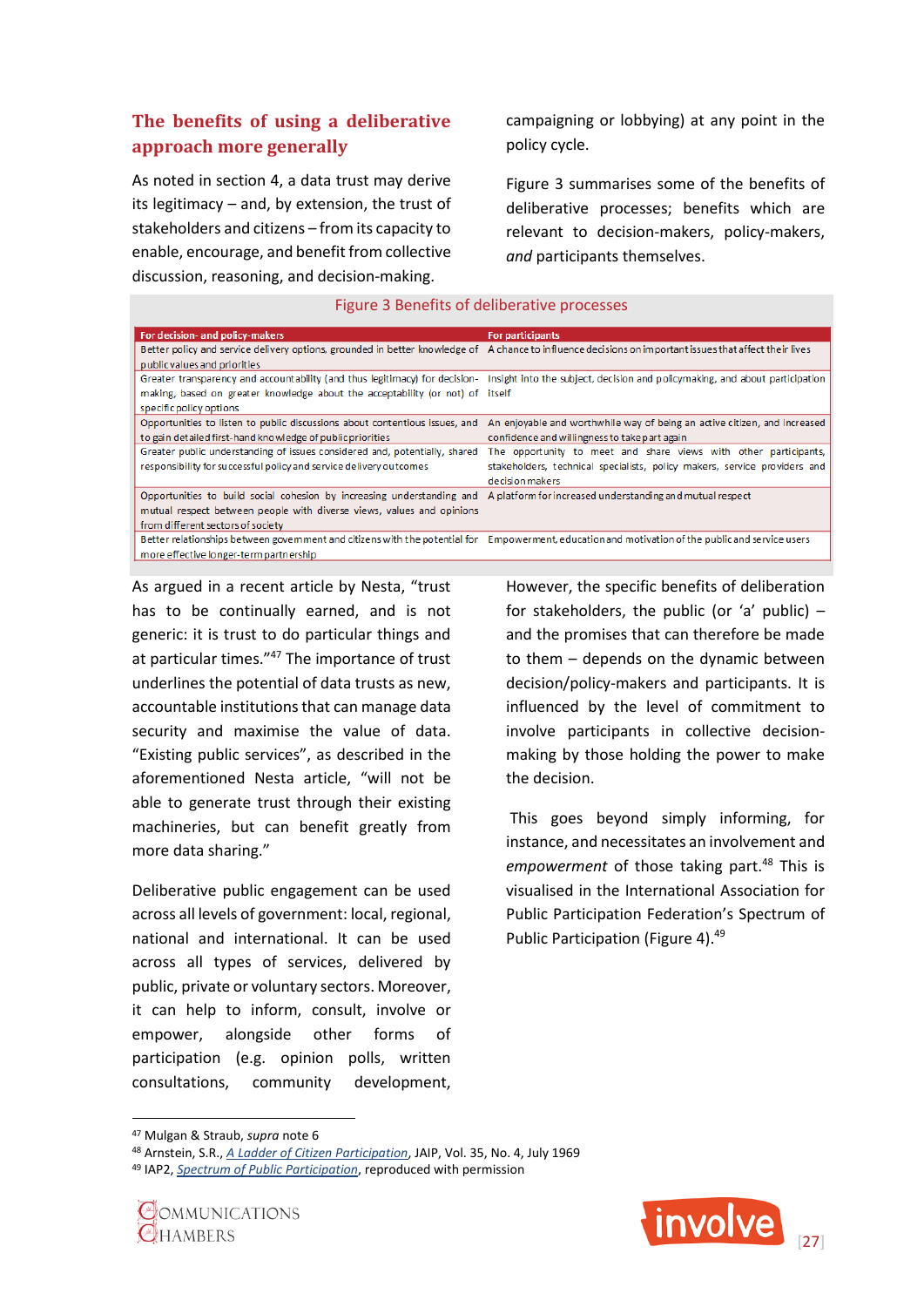## The benefits of using a deliberative approach more generally

As noted in section 4, a data trust may derive its legitimacy – and, by extension, the trust of stakeholders and citizens – from its capacity to enable, encourage, and benefit from collective discussion, reasoning, and decision-making.

campaigning or lobbying) at any point in the policy cycle.

Figure 3 summarises some of the benefits of deliberative processes; benefits which are relevant to decision-makers, policy-makers, *and* participants themselves.

Figure 3 Benefits of deliberative processes

| For decision- and policy-makers | For participants |
|---|---|
| Better policy and service delivery options, grounded in better knowledge of public values and priorities | A chance to influence decisions on important issues that affect their lives |
| Greater transparency and accountability (and thus legitimacy) for decision-making, based on greater knowledge about the acceptability (or not) of specific policy options | Insight into the subject, decision and policymaking, and about participation itself |
| Opportunities to listen to public discussions about contentious issues, and to gain detailed first-hand knowledge of public priorities | An enjoyable and worthwhile way of being an active citizen, and increased confidence and willingness to take part again |
| Greater public understanding of issues considered and, potentially, shared responsibility for successful policy and service delivery outcomes | The opportunity to meet and share views with other participants, stakeholders, technical specialists, policy makers, service providers and decision makers |
| Opportunities to build social cohesion by increasing understanding and mutual respect between people with diverse views, values and opinions from different sectors of society | A platform for increased understanding and mutual respect |
| Better relationships between government and citizens with the potential for more effective longer-term partnership | Empowerment, education and motivation of the public and service users |

As argued in a recent article by Nesta, "trust has to be continually earned, and is not generic: it is trust to do particular things and at particular times."[47] The importance of trust underlines the potential of data trusts as new, accountable institutions that can manage data security and maximise the value of data. "Existing public services", as described in the aforementioned Nesta article, "will not be able to generate trust through their existing machineries, but can benefit greatly from more data sharing."

Deliberative public engagement can be used across all levels of government: local, regional, national and international. It can be used across all types of services, delivered by public, private or voluntary sectors. Moreover, it can help to inform, consult, involve or empower, alongside other forms of participation (e.g. opinion polls, written consultations, community development,

However, the specific benefits of deliberation for stakeholders, the public (or 'a' public) – and the promises that can therefore be made to them – depends on the dynamic between decision/policy-makers and participants. It is influenced by the level of commitment to involve participants in collective decision-making by those holding the power to make the decision.

This goes beyond simply informing, for instance, and necessitates an involvement and *empowerment* of those taking part.[48] This is visualised in the International Association for Public Participation Federation's Spectrum of Public Participation (Figure 4).[49]

---

[47] Mulgan & Straub, *supra* note 6

[48] Arnstein, S.R., *A Ladder of Citizen Participation*, JAIP, Vol. 35, No. 4, July 1969

[49] IAP2, *Spectrum of Public Participation*, reproduced with permission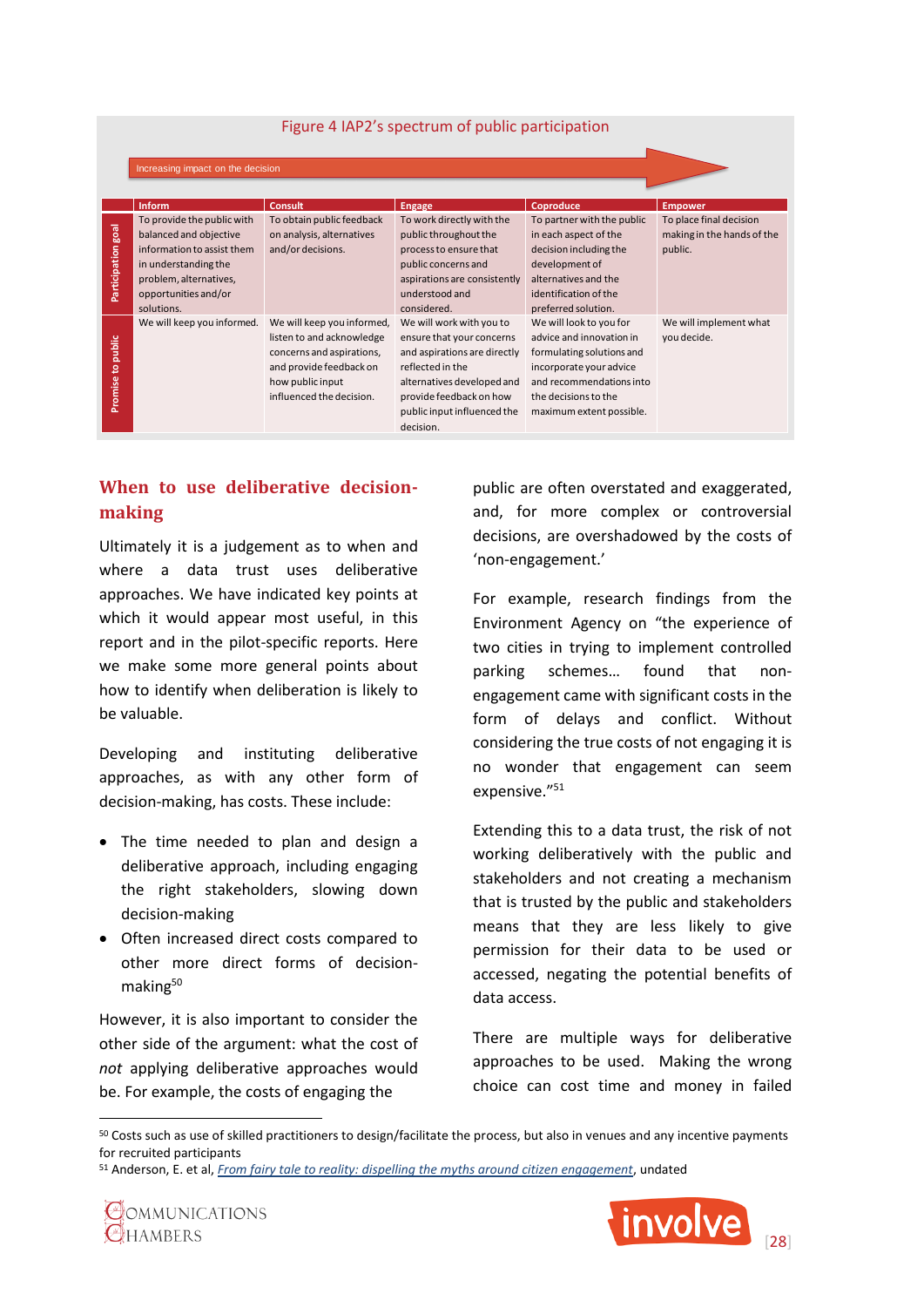Figure 4 IAP2's spectrum of public participation

Increasing impact on the decision

| | Inform | Consult | Engage | Coproduce | Empower |
|---|---|---|---|---|---|
| Participation goal | To provide the public with balanced and objective information to assist them in understanding the problem, alternatives, opportunities and/or solutions. | To obtain public feedback on analysis, alternatives and/or decisions. | To work directly with the public throughout the process to ensure that public concerns and aspirations are consistently understood and considered. | To partner with the public in each aspect of the decision including the development of alternatives and the identification of the preferred solution. | To place final decision making in the hands of the public. |
| Promise to public | We will keep you informed. | We will keep you informed, listen to and acknowledge concerns and aspirations, and provide feedback on how public input influenced the decision. | We will work with you to ensure that your concerns and aspirations are directly reflected in the alternatives developed and provide feedback on how public input influenced the decision. | We will look to you for advice and innovation in formulating solutions and incorporate your advice and recommendations into the decisions to the maximum extent possible. | We will implement what you decide. |

## When to use deliberative decision-making

Ultimately it is a judgement as to when and where a data trust uses deliberative approaches. We have indicated key points at which it would appear most useful, in this report and in the pilot-specific reports. Here we make some more general points about how to identify when deliberation is likely to be valuable.

Developing and instituting deliberative approaches, as with any other form of decision-making, has costs. These include:

- The time needed to plan and design a deliberative approach, including engaging the right stakeholders, slowing down decision-making
- Often increased direct costs compared to other more direct forms of decision-making[50]

However, it is also important to consider the other side of the argument: what the cost of *not* applying deliberative approaches would be. For example, the costs of engaging the public are often overstated and exaggerated, and, for more complex or controversial decisions, are overshadowed by the costs of 'non-engagement.'

For example, research findings from the Environment Agency on "the experience of two cities in trying to implement controlled parking schemes… found that non-engagement came with significant costs in the form of delays and conflict. Without considering the true costs of not engaging it is no wonder that engagement can seem expensive."[51]

Extending this to a data trust, the risk of not working deliberatively with the public and stakeholders and not creating a mechanism that is trusted by the public and stakeholders means that they are less likely to give permission for their data to be used or accessed, negating the potential benefits of data access.

There are multiple ways for deliberative approaches to be used. Making the wrong choice can cost time and money in failed

[50] Costs such as use of skilled practitioners to design/facilitate the process, but also in venues and any incentive payments for recruited participants

[51] Anderson, E. et al, From fairy tale to reality: dispelling the myths around citizen engagement, undated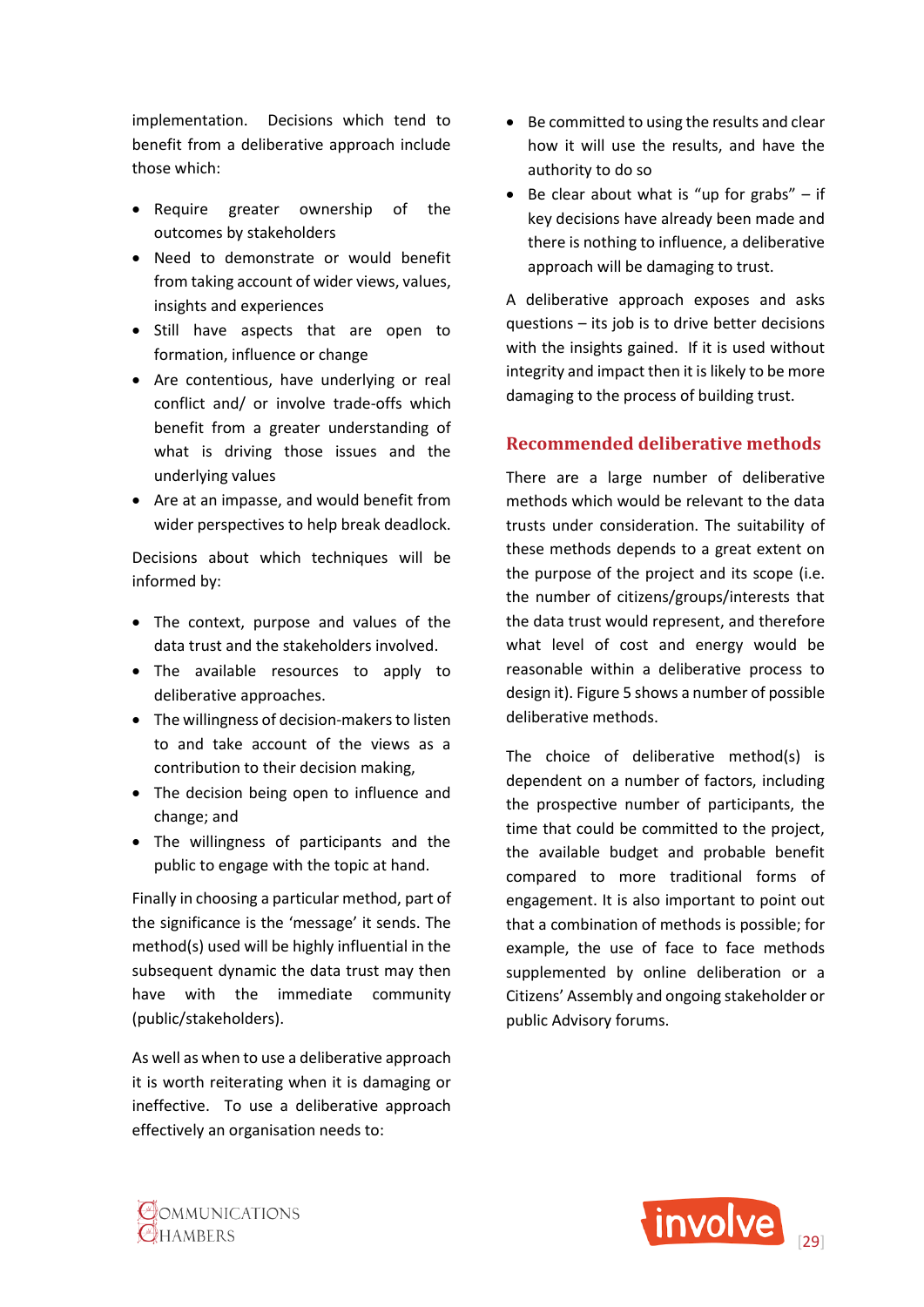implementation. Decisions which tend to benefit from a deliberative approach include those which:

- Require greater ownership of the outcomes by stakeholders
- Need to demonstrate or would benefit from taking account of wider views, values, insights and experiences
- Still have aspects that are open to formation, influence or change
- Are contentious, have underlying or real conflict and/ or involve trade-offs which benefit from a greater understanding of what is driving those issues and the underlying values
- Are at an impasse, and would benefit from wider perspectives to help break deadlock.

Decisions about which techniques will be informed by:

- The context, purpose and values of the data trust and the stakeholders involved.
- The available resources to apply to deliberative approaches.
- The willingness of decision-makers to listen to and take account of the views as a contribution to their decision making,
- The decision being open to influence and change; and
- The willingness of participants and the public to engage with the topic at hand.

Finally in choosing a particular method, part of the significance is the 'message' it sends. The method(s) used will be highly influential in the subsequent dynamic the data trust may then have with the immediate community (public/stakeholders).

As well as when to use a deliberative approach it is worth reiterating when it is damaging or ineffective. To use a deliberative approach effectively an organisation needs to:

- Be committed to using the results and clear how it will use the results, and have the authority to do so
- Be clear about what is "up for grabs" – if key decisions have already been made and there is nothing to influence, a deliberative approach will be damaging to trust.

A deliberative approach exposes and asks questions – its job is to drive better decisions with the insights gained. If it is used without integrity and impact then it is likely to be more damaging to the process of building trust.

## Recommended deliberative methods

There are a large number of deliberative methods which would be relevant to the data trusts under consideration. The suitability of these methods depends to a great extent on the purpose of the project and its scope (i.e. the number of citizens/groups/interests that the data trust would represent, and therefore what level of cost and energy would be reasonable within a deliberative process to design it). Figure 5 shows a number of possible deliberative methods.

The choice of deliberative method(s) is dependent on a number of factors, including the prospective number of participants, the time that could be committed to the project, the available budget and probable benefit compared to more traditional forms of engagement. It is also important to point out that a combination of methods is possible; for example, the use of face to face methods supplemented by online deliberation or a Citizens' Assembly and ongoing stakeholder or public Advisory forums.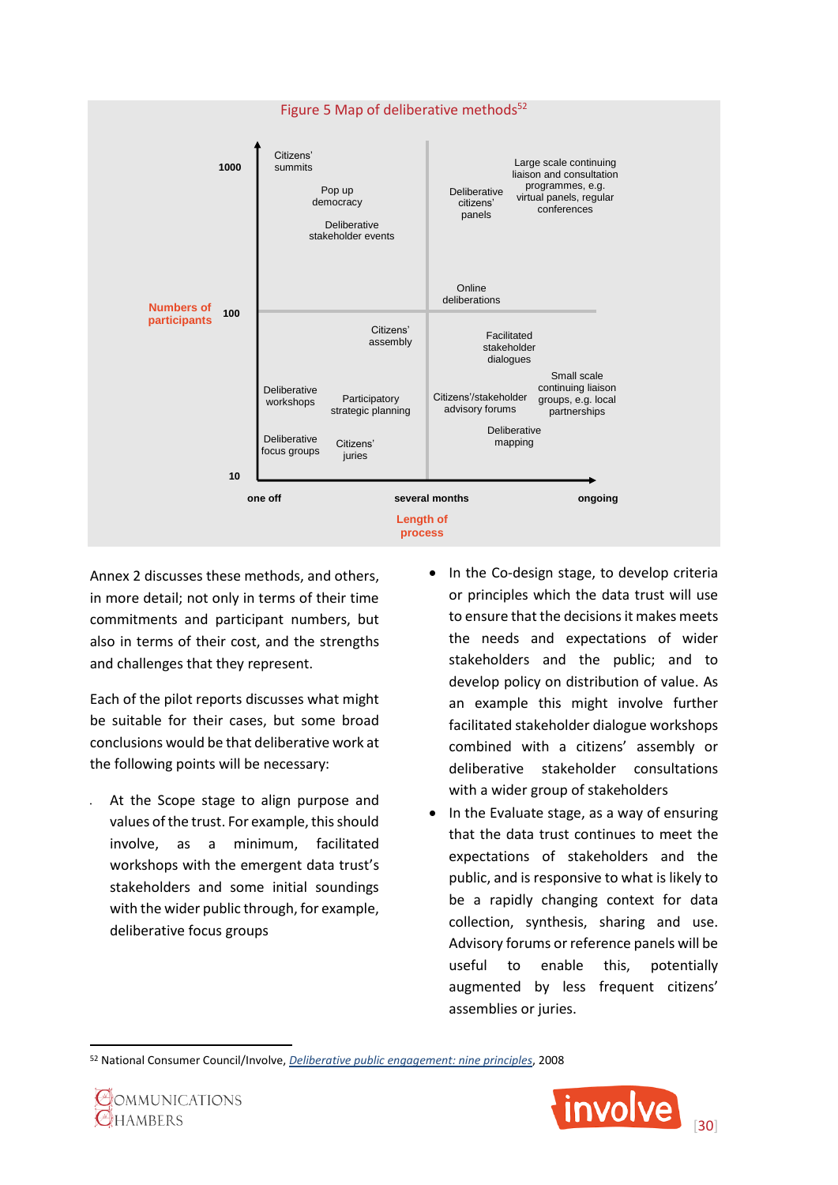Figure 5 Map of deliberative methods[52]

| Numbers of participants | one off | several months | ongoing |
|---|---|---|---|
| 1000 | Citizens' summits; Pop up democracy; Deliberative stakeholder events | Deliberative citizens' panels | Large scale continuing liaison and consultation programmes, e.g. virtual panels, regular conferences |
| 100 | | Online deliberations | |
| | Citizens' assembly | Facilitated stakeholder dialogues | |
| | Deliberative workshops; Participatory strategic planning | Citizens'/stakeholder advisory forums | Small scale continuing liaison groups, e.g. local partnerships |
| 10 | Deliberative focus groups; Citizens' juries | Deliberative mapping | |

Length of process

Annex 2 discusses these methods, and others, in more detail; not only in terms of their time commitments and participant numbers, but also in terms of their cost, and the strengths and challenges that they represent.

Each of the pilot reports discusses what might be suitable for their cases, but some broad conclusions would be that deliberative work at the following points will be necessary:

- At the Scope stage to align purpose and values of the trust. For example, this should involve, as a minimum, facilitated workshops with the emergent data trust's stakeholders and some initial soundings with the wider public through, for example, deliberative focus groups
- In the Co-design stage, to develop criteria or principles which the data trust will use to ensure that the decisions it makes meets the needs and expectations of wider stakeholders and the public; and to develop policy on distribution of value. As an example this might involve further facilitated stakeholder dialogue workshops combined with a citizens' assembly or deliberative stakeholder consultations with a wider group of stakeholders
- In the Evaluate stage, as a way of ensuring that the data trust continues to meet the expectations of stakeholders and the public, and is responsive to what is likely to be a rapidly changing context for data collection, synthesis, sharing and use. Advisory forums or reference panels will be useful to enable this, potentially augmented by less frequent citizens' assemblies or juries.

[52] National Consumer Council/Involve, *Deliberative public engagement: nine principles*, 2008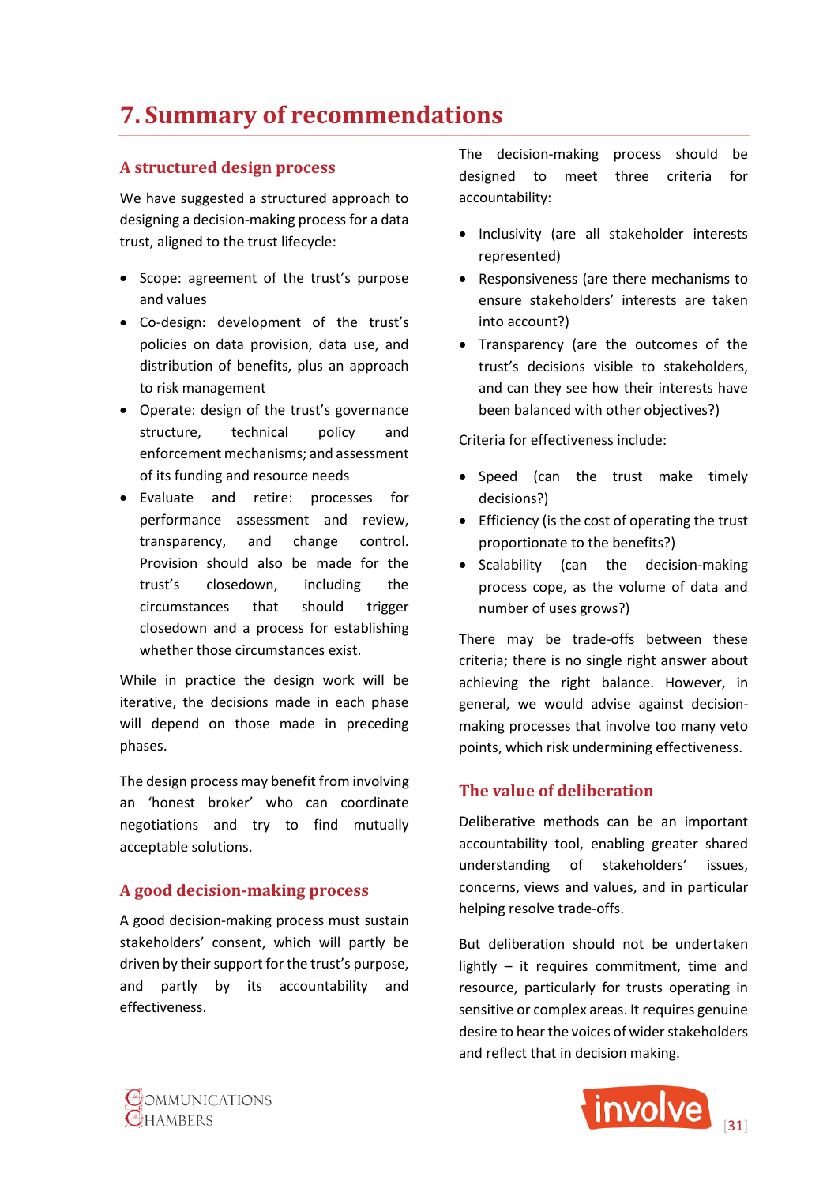# 7. Summary of recommendations

## A structured design process

We have suggested a structured approach to designing a decision-making process for a data trust, aligned to the trust lifecycle:

- Scope: agreement of the trust's purpose and values
- Co-design: development of the trust's policies on data provision, data use, and distribution of benefits, plus an approach to risk management
- Operate: design of the trust's governance structure, technical policy and enforcement mechanisms; and assessment of its funding and resource needs
- Evaluate and retire: processes for performance assessment and review, transparency, and change control. Provision should also be made for the trust's closedown, including the circumstances that should trigger closedown and a process for establishing whether those circumstances exist.

While in practice the design work will be iterative, the decisions made in each phase will depend on those made in preceding phases.

The design process may benefit from involving an 'honest broker' who can coordinate negotiations and try to find mutually acceptable solutions.

## A good decision-making process

A good decision-making process must sustain stakeholders' consent, which will partly be driven by their support for the trust's purpose, and partly by its accountability and effectiveness.

The decision-making process should be designed to meet three criteria for accountability:

- Inclusivity (are all stakeholder interests represented)
- Responsiveness (are there mechanisms to ensure stakeholders' interests are taken into account?)
- Transparency (are the outcomes of the trust's decisions visible to stakeholders, and can they see how their interests have been balanced with other objectives?)

Criteria for effectiveness include:

- Speed (can the trust make timely decisions?)
- Efficiency (is the cost of operating the trust proportionate to the benefits?)
- Scalability (can the decision-making process cope, as the volume of data and number of uses grows?)

There may be trade-offs between these criteria; there is no single right answer about achieving the right balance. However, in general, we would advise against decision-making processes that involve too many veto points, which risk undermining effectiveness.

## The value of deliberation

Deliberative methods can be an important accountability tool, enabling greater shared understanding of stakeholders' issues, concerns, views and values, and in particular helping resolve trade-offs.

But deliberation should not be undertaken lightly – it requires commitment, time and resource, particularly for trusts operating in sensitive or complex areas. It requires genuine desire to hear the voices of wider stakeholders and reflect that in decision making.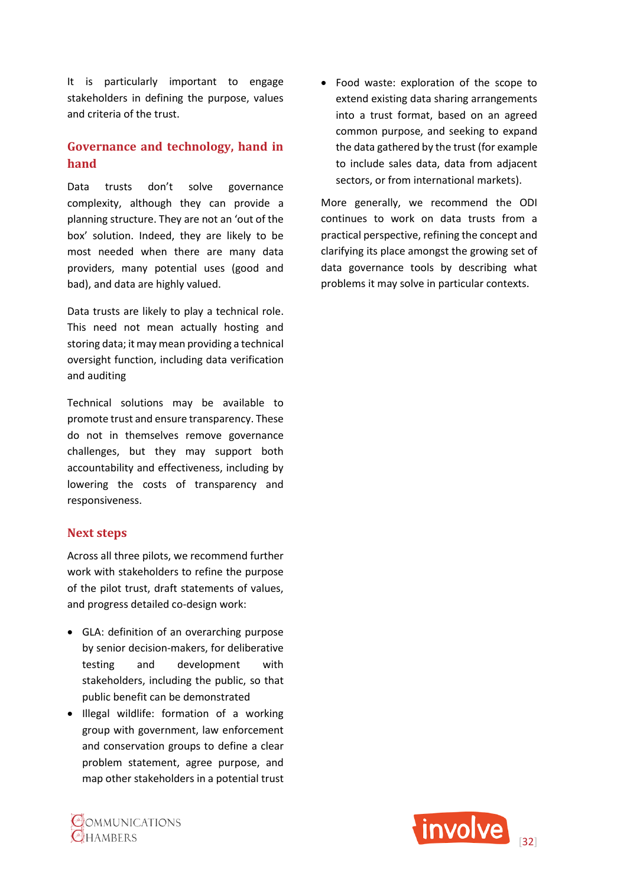It is particularly important to engage stakeholders in defining the purpose, values and criteria of the trust.

## Governance and technology, hand in hand

Data trusts don't solve governance complexity, although they can provide a planning structure. They are not an 'out of the box' solution. Indeed, they are likely to be most needed when there are many data providers, many potential uses (good and bad), and data are highly valued.

Data trusts are likely to play a technical role. This need not mean actually hosting and storing data; it may mean providing a technical oversight function, including data verification and auditing

Technical solutions may be available to promote trust and ensure transparency. These do not in themselves remove governance challenges, but they may support both accountability and effectiveness, including by lowering the costs of transparency and responsiveness.

## Next steps

Across all three pilots, we recommend further work with stakeholders to refine the purpose of the pilot trust, draft statements of values, and progress detailed co-design work:

- GLA: definition of an overarching purpose by senior decision-makers, for deliberative testing and development with stakeholders, including the public, so that public benefit can be demonstrated
- Illegal wildlife: formation of a working group with government, law enforcement and conservation groups to define a clear problem statement, agree purpose, and map other stakeholders in a potential trust
- Food waste: exploration of the scope to extend existing data sharing arrangements into a trust format, based on an agreed common purpose, and seeking to expand the data gathered by the trust (for example to include sales data, data from adjacent sectors, or from international markets).

More generally, we recommend the ODI continues to work on data trusts from a practical perspective, refining the concept and clarifying its place amongst the growing set of data governance tools by describing what problems it may solve in particular contexts.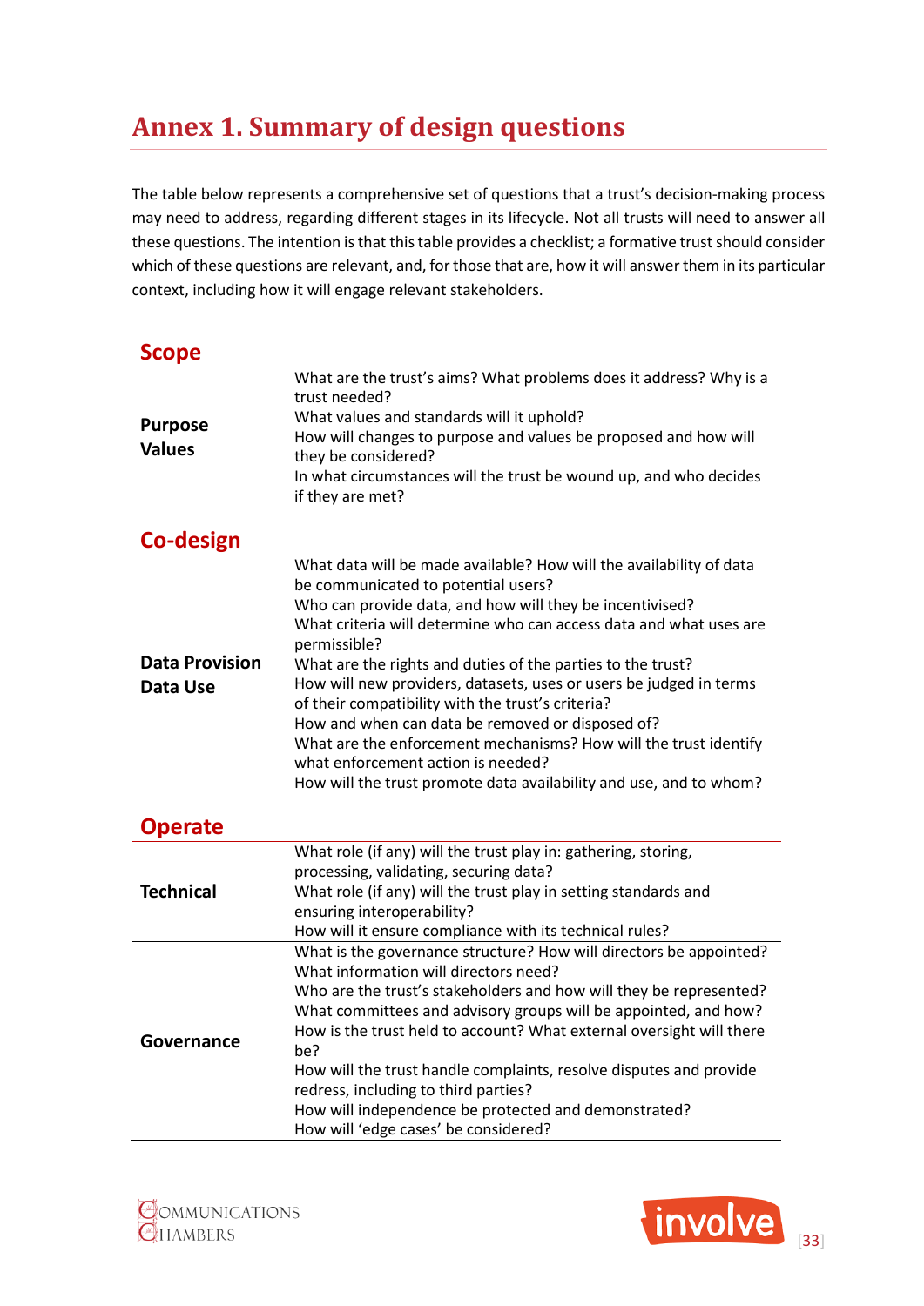# Annex 1. Summary of design questions

The table below represents a comprehensive set of questions that a trust's decision-making process may need to address, regarding different stages in its lifecycle. Not all trusts will need to answer all these questions. The intention is that this table provides a checklist; a formative trust should consider which of these questions are relevant, and, for those that are, how it will answer them in its particular context, including how it will engage relevant stakeholders.

## Scope

| | |
|---|---|
| **Purpose**<br>**Values** | What are the trust's aims? What problems does it address? Why is a trust needed?<br>What values and standards will it uphold?<br>How will changes to purpose and values be proposed and how will they be considered?<br>In what circumstances will the trust be wound up, and who decides if they are met? |

## Co-design

| | |
|---|---|
| **Data Provision**<br>**Data Use** | What data will be made available? How will the availability of data be communicated to potential users?<br>Who can provide data, and how will they be incentivised?<br>What criteria will determine who can access data and what uses are permissible?<br>What are the rights and duties of the parties to the trust?<br>How will new providers, datasets, uses or users be judged in terms of their compatibility with the trust's criteria?<br>How and when can data be removed or disposed of?<br>What are the enforcement mechanisms? How will the trust identify what enforcement action is needed?<br>How will the trust promote data availability and use, and to whom? |

## Operate

| | |
|---|---|
| **Technical** | What role (if any) will the trust play in: gathering, storing, processing, validating, securing data?<br>What role (if any) will the trust play in setting standards and ensuring interoperability?<br>How will it ensure compliance with its technical rules? |
| **Governance** | What is the governance structure? How will directors be appointed?<br>What information will directors need?<br>Who are the trust's stakeholders and how will they be represented?<br>What committees and advisory groups will be appointed, and how?<br>How is the trust held to account? What external oversight will there be?<br>How will the trust handle complaints, resolve disputes and provide redress, including to third parties?<br>How will independence be protected and demonstrated?<br>How will 'edge cases' be considered? |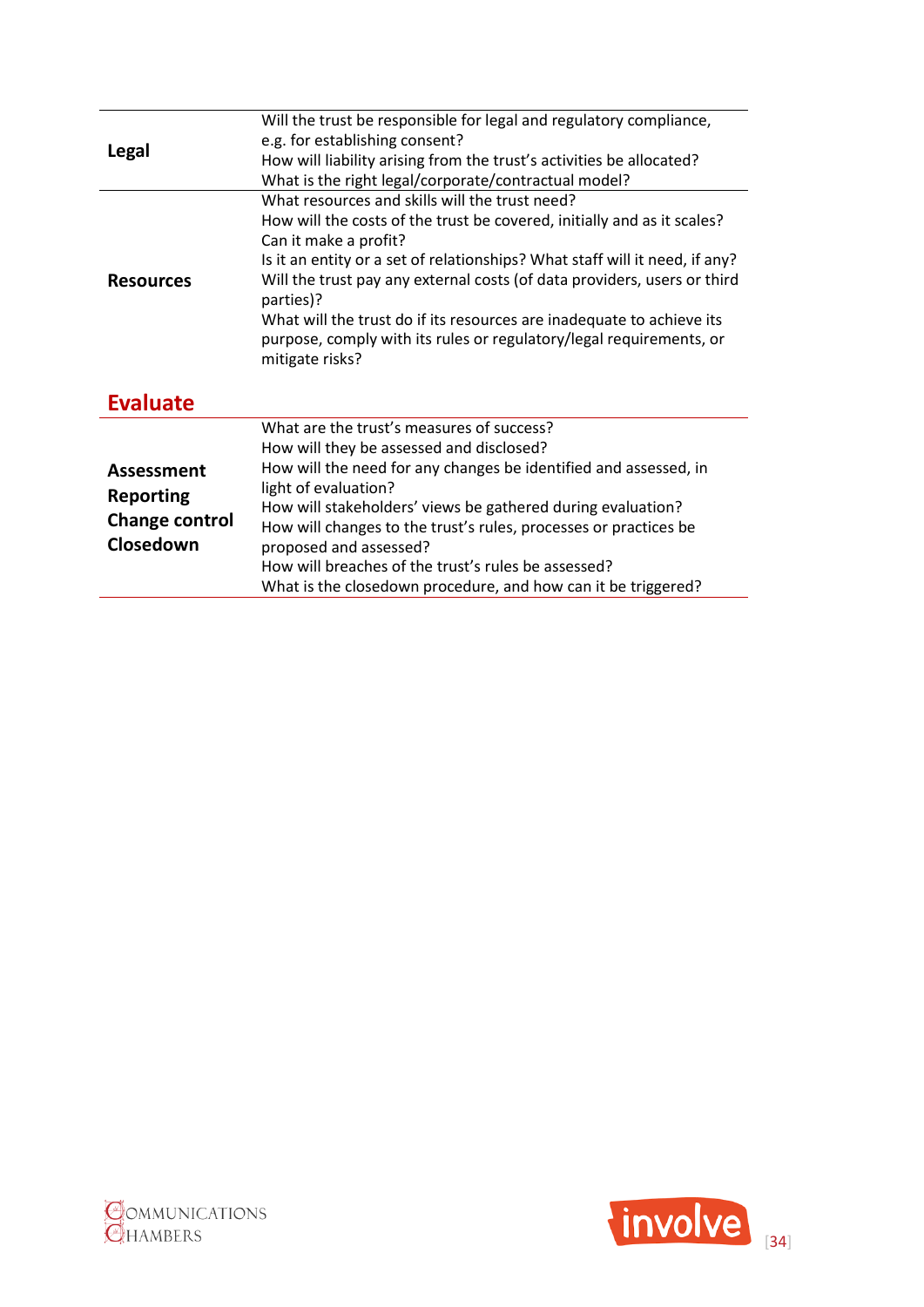| | |
|---|---|
| **Legal** | Will the trust be responsible for legal and regulatory compliance, e.g. for establishing consent?<br>How will liability arising from the trust's activities be allocated?<br>What is the right legal/corporate/contractual model? |
| **Resources** | What resources and skills will the trust need?<br>How will the costs of the trust be covered, initially and as it scales? Can it make a profit?<br>Is it an entity or a set of relationships? What staff will it need, if any?<br>Will the trust pay any external costs (of data providers, users or third parties)?<br>What will the trust do if its resources are inadequate to achieve its purpose, comply with its rules or regulatory/legal requirements, or mitigate risks? |

## Evaluate

| | |
|---|---|
| **Assessment**<br>**Reporting**<br>**Change control**<br>**Closedown** | What are the trust's measures of success?<br>How will they be assessed and disclosed?<br>How will the need for any changes be identified and assessed, in light of evaluation?<br>How will stakeholders' views be gathered during evaluation?<br>How will changes to the trust's rules, processes or practices be proposed and assessed?<br>How will breaches of the trust's rules be assessed?<br>What is the closedown procedure, and how can it be triggered? |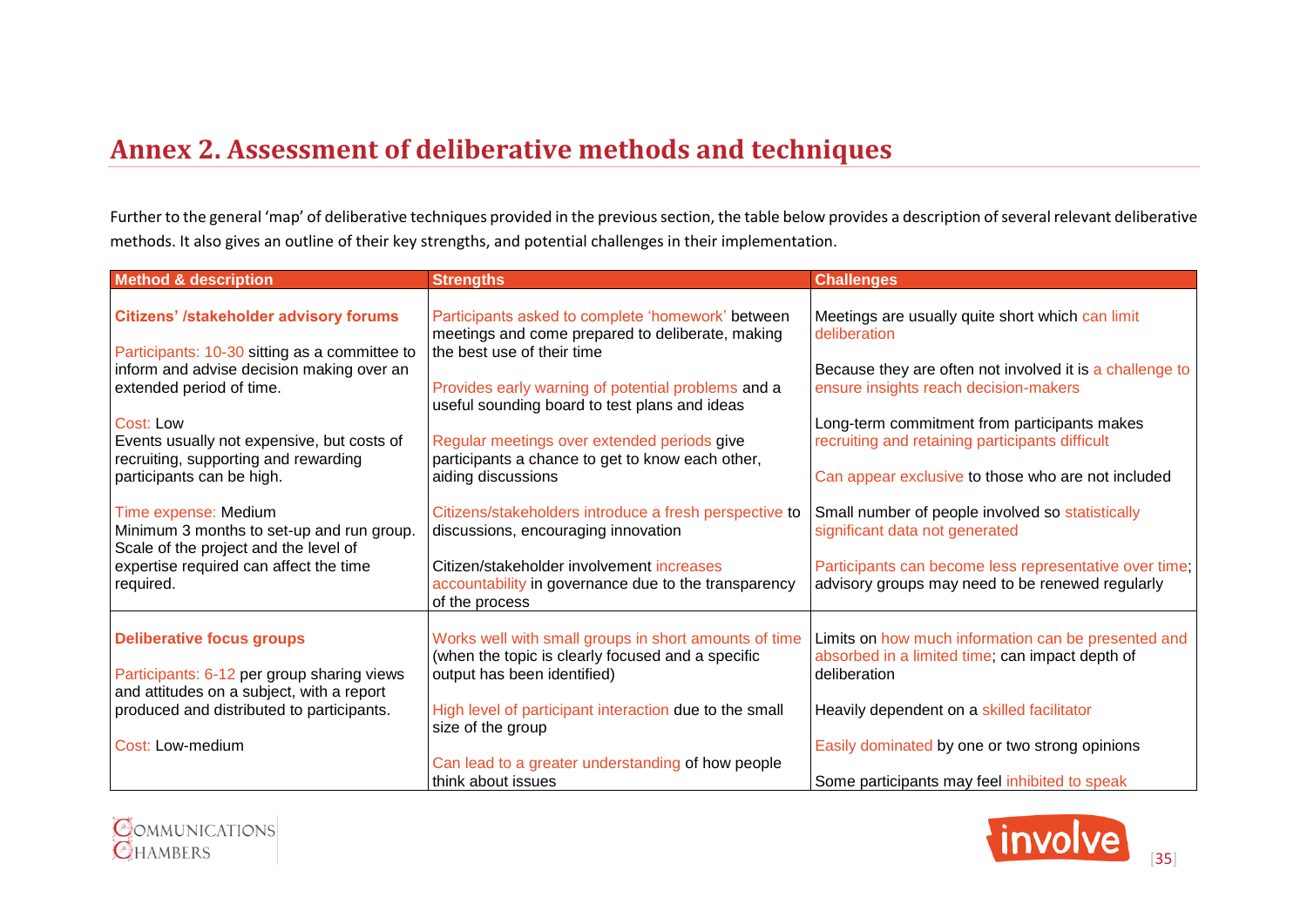## Annex 2. Assessment of deliberative methods and techniques

Further to the general 'map' of deliberative techniques provided in the previous section, the table below provides a description of several relevant deliberative methods. It also gives an outline of their key strengths, and potential challenges in their implementation.

| Method & description | Strengths | Challenges |
|---|---|---|
| **Citizens' /stakeholder advisory forums**<br><br>Participants: 10-30 sitting as a committee to inform and advise decision making over an extended period of time.<br><br>Cost: Low<br>Events usually not expensive, but costs of recruiting, supporting and rewarding participants can be high.<br><br>Time expense: Medium<br>Minimum 3 months to set-up and run group. Scale of the project and the level of expertise required can affect the time required. | Participants asked to complete 'homework' between meetings and come prepared to deliberate, making the best use of their time<br><br>Provides early warning of potential problems and a useful sounding board to test plans and ideas<br><br>Regular meetings over extended periods give participants a chance to get to know each other, aiding discussions<br><br>Citizens/stakeholders introduce a fresh perspective to discussions, encouraging innovation<br><br>Citizen/stakeholder involvement increases accountability in governance due to the transparency of the process | Meetings are usually quite short which can limit deliberation<br><br>Because they are often not involved it is a challenge to ensure insights reach decision-makers<br><br>Long-term commitment from participants makes recruiting and retaining participants difficult<br><br>Can appear exclusive to those who are not included<br><br>Small number of people involved so statistically significant data not generated<br><br>Participants can become less representative over time; advisory groups may need to be renewed regularly |
| **Deliberative focus groups**<br><br>Participants: 6-12 per group sharing views and attitudes on a subject, with a report produced and distributed to participants.<br><br>Cost: Low-medium | Works well with small groups in short amounts of time (when the topic is clearly focused and a specific output has been identified)<br><br>High level of participant interaction due to the small size of the group<br><br>Can lead to a greater understanding of how people think about issues | Limits on how much information can be presented and absorbed in a limited time; can impact depth of deliberation<br><br>Heavily dependent on a skilled facilitator<br><br>Easily dominated by one or two strong opinions<br><br>Some participants may feel inhibited to speak |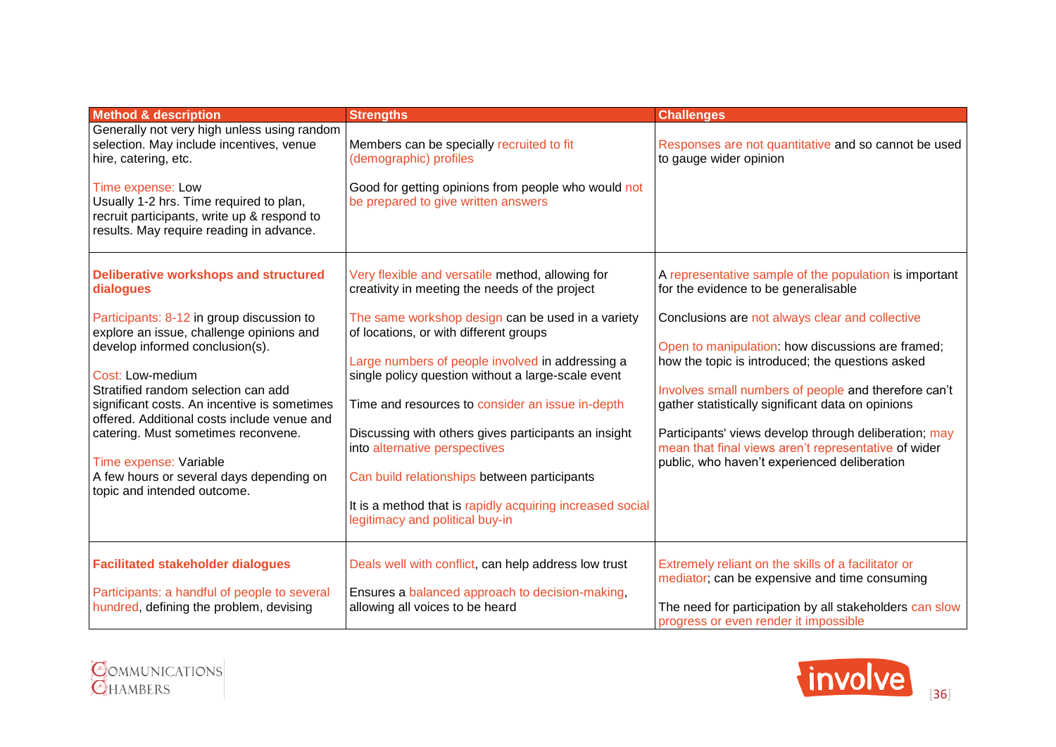| Method & description | Strengths | Challenges |
|---|---|---|
| Generally not very high unless using random selection. May include incentives, venue hire, catering, etc.<br><br>Time expense: Low<br>Usually 1-2 hrs. Time required to plan, recruit participants, write up & respond to results. May require reading in advance. | Members can be specially recruited to fit (demographic) profiles<br><br>Good for getting opinions from people who would not be prepared to give written answers | Responses are not quantitative and so cannot be used to gauge wider opinion |
| **Deliberative workshops and structured dialogues**<br><br>Participants: 8-12 in group discussion to explore an issue, challenge opinions and develop informed conclusion(s).<br><br>Cost: Low-medium<br>Stratified random selection can add significant costs. An incentive is sometimes offered. Additional costs include venue and catering. Must sometimes reconvene.<br><br>Time expense: Variable<br>A few hours or several days depending on topic and intended outcome. | Very flexible and versatile method, allowing for creativity in meeting the needs of the project<br><br>The same workshop design can be used in a variety of locations, or with different groups<br><br>Large numbers of people involved in addressing a single policy question without a large-scale event<br><br>Time and resources to consider an issue in-depth<br><br>Discussing with others gives participants an insight into alternative perspectives<br><br>Can build relationships between participants<br><br>It is a method that is rapidly acquiring increased social legitimacy and political buy-in | A representative sample of the population is important for the evidence to be generalisable<br><br>Conclusions are not always clear and collective<br><br>Open to manipulation: how discussions are framed; how the topic is introduced; the questions asked<br><br>Involves small numbers of people and therefore can't gather statistically significant data on opinions<br><br>Participants' views develop through deliberation; may mean that final views aren't representative of wider public, who haven't experienced deliberation |
| **Facilitated stakeholder dialogues**<br><br>Participants: a handful of people to several hundred, defining the problem, devising | Deals well with conflict, can help address low trust<br><br>Ensures a balanced approach to decision-making, allowing all voices to be heard | Extremely reliant on the skills of a facilitator or mediator; can be expensive and time consuming<br><br>The need for participation by all stakeholders can slow progress or even render it impossible |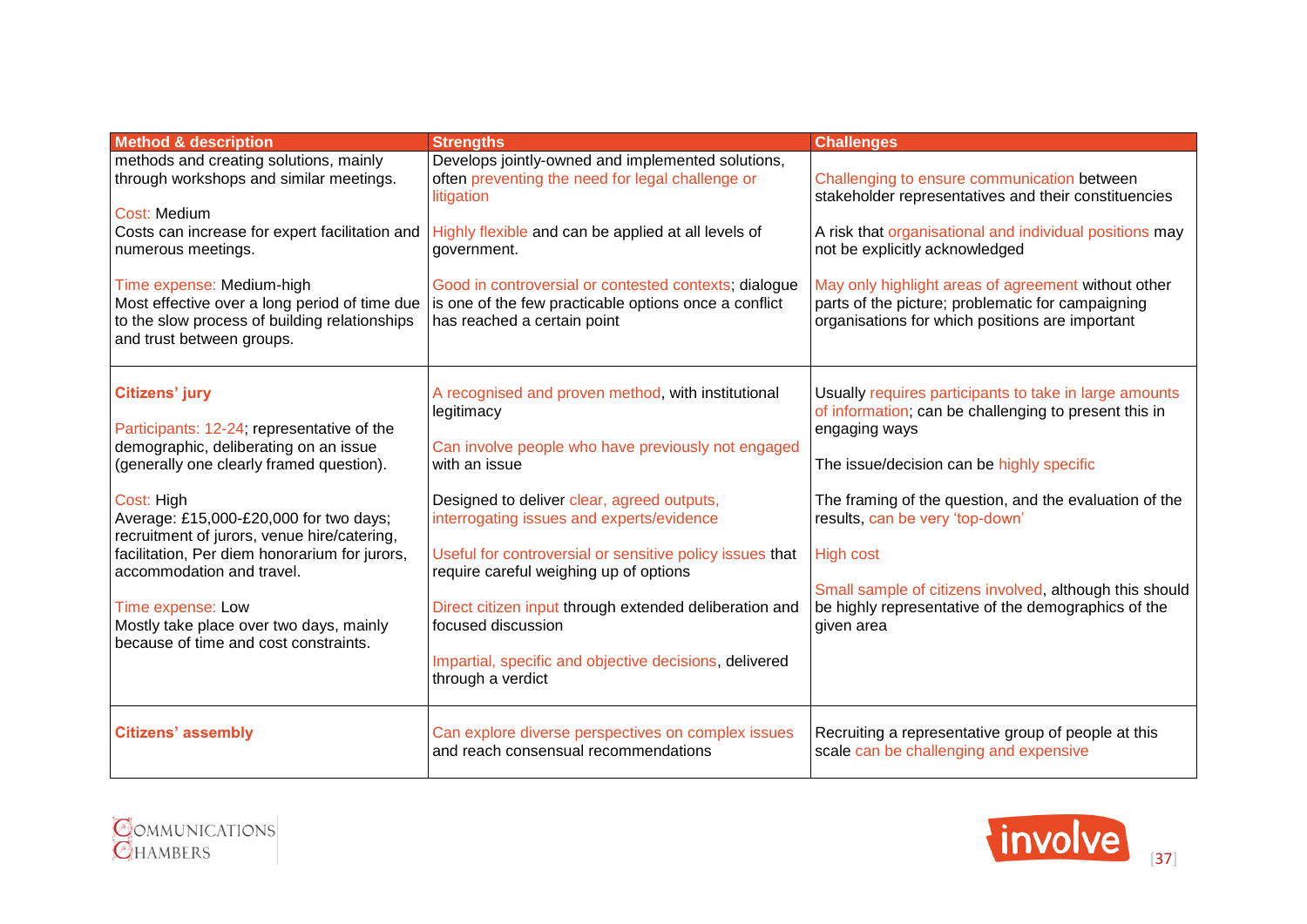| Method & description | Strengths | Challenges |
|---|---|---|
| methods and creating solutions, mainly through workshops and similar meetings.<br><br>Cost: Medium<br>Costs can increase for expert facilitation and numerous meetings.<br><br>Time expense: Medium-high<br>Most effective over a long period of time due to the slow process of building relationships and trust between groups. | Develops jointly-owned and implemented solutions, often preventing the need for legal challenge or litigation<br><br>Highly flexible and can be applied at all levels of government.<br><br>Good in controversial or contested contexts; dialogue is one of the few practicable options once a conflict has reached a certain point | Challenging to ensure communication between stakeholder representatives and their constituencies<br><br>A risk that organisational and individual positions may not be explicitly acknowledged<br><br>May only highlight areas of agreement without other parts of the picture; problematic for campaigning organisations for which positions are important |
| **Citizens' jury**<br><br>Participants: 12-24; representative of the demographic, deliberating on an issue (generally one clearly framed question).<br><br>Cost: High<br>Average: £15,000-£20,000 for two days; recruitment of jurors, venue hire/catering, facilitation, Per diem honorarium for jurors, accommodation and travel.<br><br>Time expense: Low<br>Mostly take place over two days, mainly because of time and cost constraints. | A recognised and proven method, with institutional legitimacy<br><br>Can involve people who have previously not engaged with an issue<br><br>Designed to deliver clear, agreed outputs, interrogating issues and experts/evidence<br><br>Useful for controversial or sensitive policy issues that require careful weighing up of options<br><br>Direct citizen input through extended deliberation and focused discussion<br><br>Impartial, specific and objective decisions, delivered through a verdict | Usually requires participants to take in large amounts of information; can be challenging to present this in engaging ways<br><br>The issue/decision can be highly specific<br><br>The framing of the question, and the evaluation of the results, can be very 'top-down'<br><br>High cost<br><br>Small sample of citizens involved, although this should be highly representative of the demographics of the given area |
| **Citizens' assembly** | Can explore diverse perspectives on complex issues and reach consensual recommendations | Recruiting a representative group of people at this scale can be challenging and expensive |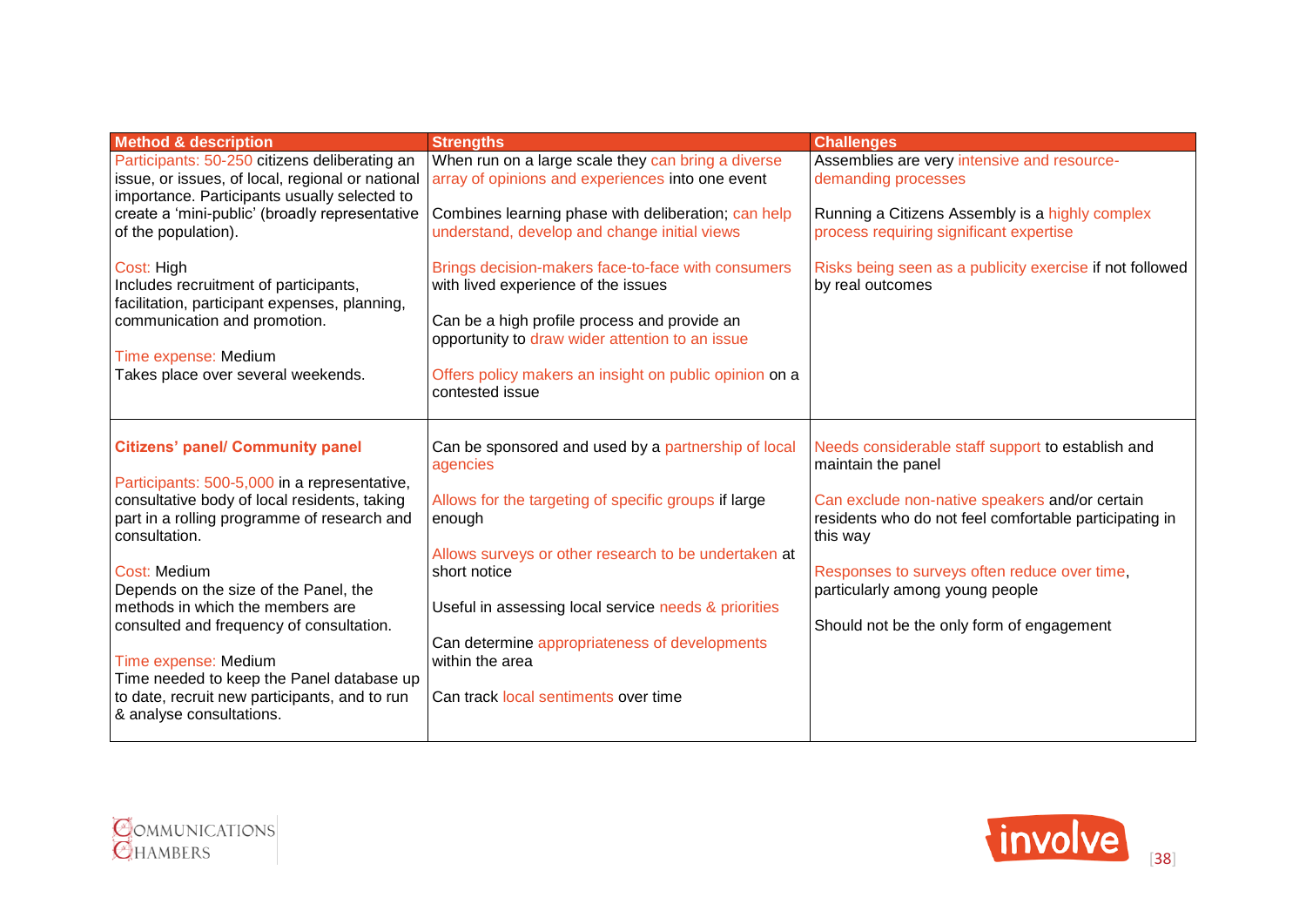| Method & description | Strengths | Challenges |
|---|---|---|
| Participants: 50-250 citizens deliberating an issue, or issues, of local, regional or national importance. Participants usually selected to create a 'mini-public' (broadly representative of the population).<br><br>Cost: High<br>Includes recruitment of participants, facilitation, participant expenses, planning, communication and promotion.<br><br>Time expense: Medium<br>Takes place over several weekends. | When run on a large scale they can bring a diverse array of opinions and experiences into one event<br><br>Combines learning phase with deliberation; can help understand, develop and change initial views<br><br>Brings decision-makers face-to-face with consumers with lived experience of the issues<br><br>Can be a high profile process and provide an opportunity to draw wider attention to an issue<br><br>Offers policy makers an insight on public opinion on a contested issue | Assemblies are very intensive and resource-demanding processes<br><br>Running a Citizens Assembly is a highly complex process requiring significant expertise<br><br>Risks being seen as a publicity exercise if not followed by real outcomes |
| **Citizens' panel/ Community panel**<br><br>Participants: 500-5,000 in a representative, consultative body of local residents, taking part in a rolling programme of research and consultation.<br><br>Cost: Medium<br>Depends on the size of the Panel, the methods in which the members are consulted and frequency of consultation.<br><br>Time expense: Medium<br>Time needed to keep the Panel database up to date, recruit new participants, and to run & analyse consultations. | Can be sponsored and used by a partnership of local agencies<br><br>Allows for the targeting of specific groups if large enough<br><br>Allows surveys or other research to be undertaken at short notice<br><br>Useful in assessing local service needs & priorities<br><br>Can determine appropriateness of developments within the area<br><br>Can track local sentiments over time | Needs considerable staff support to establish and maintain the panel<br><br>Can exclude non-native speakers and/or certain residents who do not feel comfortable participating in this way<br><br>Responses to surveys often reduce over time, particularly among young people<br><br>Should not be the only form of engagement |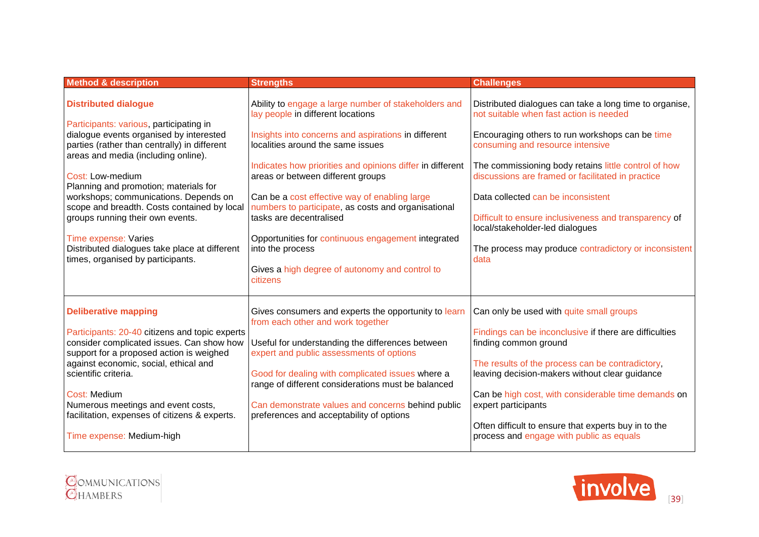| Method & description | Strengths | Challenges |
|---|---|---|
| **Distributed dialogue**<br><br>Participants: various, participating in dialogue events organised by interested parties (rather than centrally) in different areas and media (including online).<br><br>Cost: Low-medium<br>Planning and promotion; materials for workshops; communications. Depends on scope and breadth. Costs contained by local groups running their own events.<br><br>Time expense: Varies<br>Distributed dialogues take place at different times, organised by participants. | Ability to engage a large number of stakeholders and lay people in different locations<br><br>Insights into concerns and aspirations in different localities around the same issues<br><br>Indicates how priorities and opinions differ in different areas or between different groups<br><br>Can be a cost effective way of enabling large numbers to participate, as costs and organisational tasks are decentralised<br><br>Opportunities for continuous engagement integrated into the process<br><br>Gives a high degree of autonomy and control to citizens | Distributed dialogues can take a long time to organise, not suitable when fast action is needed<br><br>Encouraging others to run workshops can be time consuming and resource intensive<br><br>The commissioning body retains little control of how discussions are framed or facilitated in practice<br><br>Data collected can be inconsistent<br><br>Difficult to ensure inclusiveness and transparency of local/stakeholder-led dialogues<br><br>The process may produce contradictory or inconsistent data |
| **Deliberative mapping**<br><br>Participants: 20-40 citizens and topic experts consider complicated issues. Can show how support for a proposed action is weighed against economic, social, ethical and scientific criteria.<br><br>Cost: Medium<br>Numerous meetings and event costs, facilitation, expenses of citizens & experts.<br><br>Time expense: Medium-high | Gives consumers and experts the opportunity to learn from each other and work together<br><br>Useful for understanding the differences between expert and public assessments of options<br><br>Good for dealing with complicated issues where a range of different considerations must be balanced<br><br>Can demonstrate values and concerns behind public preferences and acceptability of options | Can only be used with quite small groups<br><br>Findings can be inconclusive if there are difficulties finding common ground<br><br>The results of the process can be contradictory, leaving decision-makers without clear guidance<br><br>Can be high cost, with considerable time demands on expert participants<br><br>Often difficult to ensure that experts buy in to the process and engage with public as equals |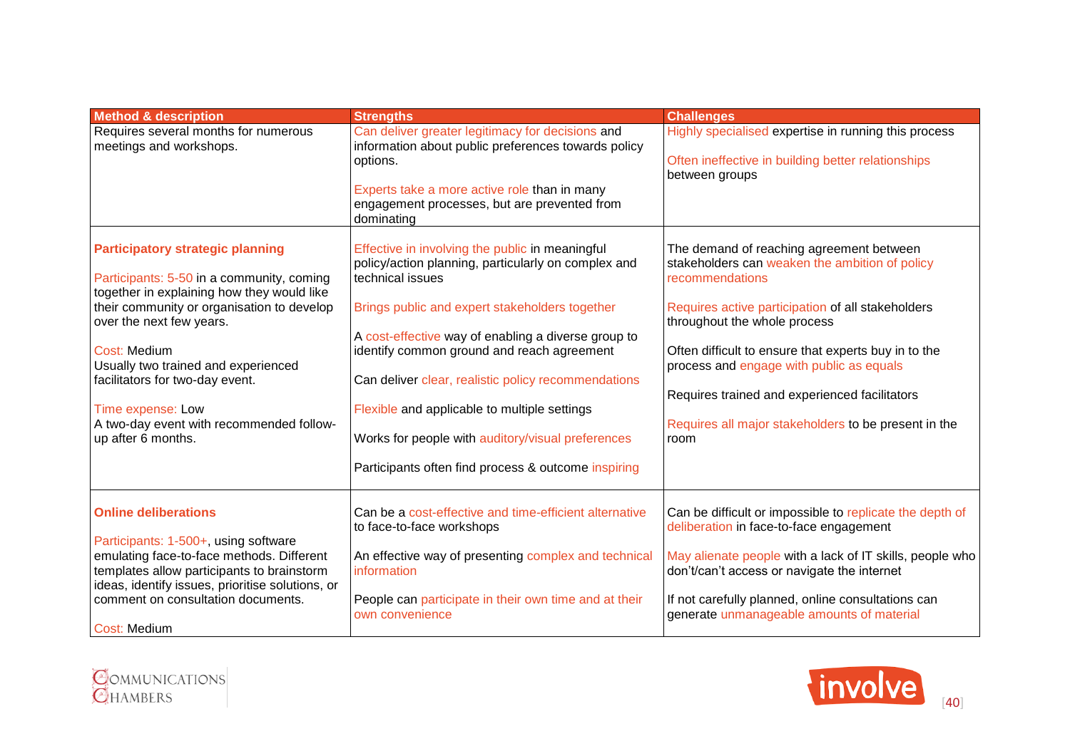| Method & description | Strengths | Challenges |
|---|---|---|
| Requires several months for numerous meetings and workshops. | Can deliver greater legitimacy for decisions and information about public preferences towards policy options.<br><br>Experts take a more active role than in many engagement processes, but are prevented from dominating | Highly specialised expertise in running this process<br><br>Often ineffective in building better relationships between groups |
| **Participatory strategic planning**<br><br>Participants: 5-50 in a community, coming together in explaining how they would like their community or organisation to develop over the next few years.<br><br>Cost: Medium<br>Usually two trained and experienced facilitators for two-day event.<br><br>Time expense: Low<br>A two-day event with recommended follow-up after 6 months. | Effective in involving the public in meaningful policy/action planning, particularly on complex and technical issues<br><br>Brings public and expert stakeholders together<br><br>A cost-effective way of enabling a diverse group to identify common ground and reach agreement<br><br>Can deliver clear, realistic policy recommendations<br><br>Flexible and applicable to multiple settings<br><br>Works for people with auditory/visual preferences<br><br>Participants often find process & outcome inspiring | The demand of reaching agreement between stakeholders can weaken the ambition of policy recommendations<br><br>Requires active participation of all stakeholders throughout the whole process<br><br>Often difficult to ensure that experts buy in to the process and engage with public as equals<br><br>Requires trained and experienced facilitators<br><br>Requires all major stakeholders to be present in the room |
| **Online deliberations**<br><br>Participants: 1-500+, using software emulating face-to-face methods. Different templates allow participants to brainstorm ideas, identify issues, prioritise solutions, or comment on consultation documents.<br><br>Cost: Medium | Can be a cost-effective and time-efficient alternative to face-to-face workshops<br><br>An effective way of presenting complex and technical information<br><br>People can participate in their own time and at their own convenience | Can be difficult or impossible to replicate the depth of deliberation in face-to-face engagement<br><br>May alienate people with a lack of IT skills, people who don't/can't access or navigate the internet<br><br>If not carefully planned, online consultations can generate unmanageable amounts of material |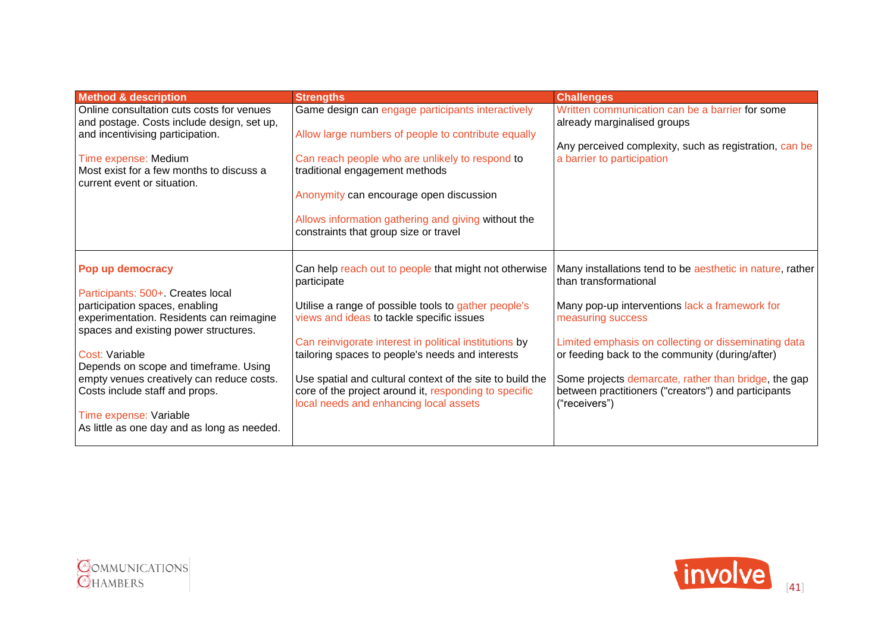| Method & description | Strengths | Challenges |
|---|---|---|
| Online consultation cuts costs for venues and postage. Costs include design, set up, and incentivising participation.<br><br>Time expense: Medium<br>Most exist for a few months to discuss a current event or situation. | Game design can engage participants interactively<br><br>Allow large numbers of people to contribute equally<br><br>Can reach people who are unlikely to respond to traditional engagement methods<br><br>Anonymity can encourage open discussion<br><br>Allows information gathering and giving without the constraints that group size or travel | Written communication can be a barrier for some already marginalised groups<br><br>Any perceived complexity, such as registration, can be a barrier to participation |
| **Pop up democracy**<br><br>Participants: 500+. Creates local participation spaces, enabling experimentation. Residents can reimagine spaces and existing power structures.<br><br>Cost: Variable<br>Depends on scope and timeframe. Using empty venues creatively can reduce costs. Costs include staff and props.<br><br>Time expense: Variable<br>As little as one day and as long as needed. | Can help reach out to people that might not otherwise participate<br><br>Utilise a range of possible tools to gather people's views and ideas to tackle specific issues<br><br>Can reinvigorate interest in political institutions by tailoring spaces to people's needs and interests<br><br>Use spatial and cultural context of the site to build the core of the project around it, responding to specific local needs and enhancing local assets | Many installations tend to be aesthetic in nature, rather than transformational<br><br>Many pop-up interventions lack a framework for measuring success<br><br>Limited emphasis on collecting or disseminating data or feeding back to the community (during/after)<br><br>Some projects demarcate, rather than bridge, the gap between practitioners ("creators") and participants ("receivers") |